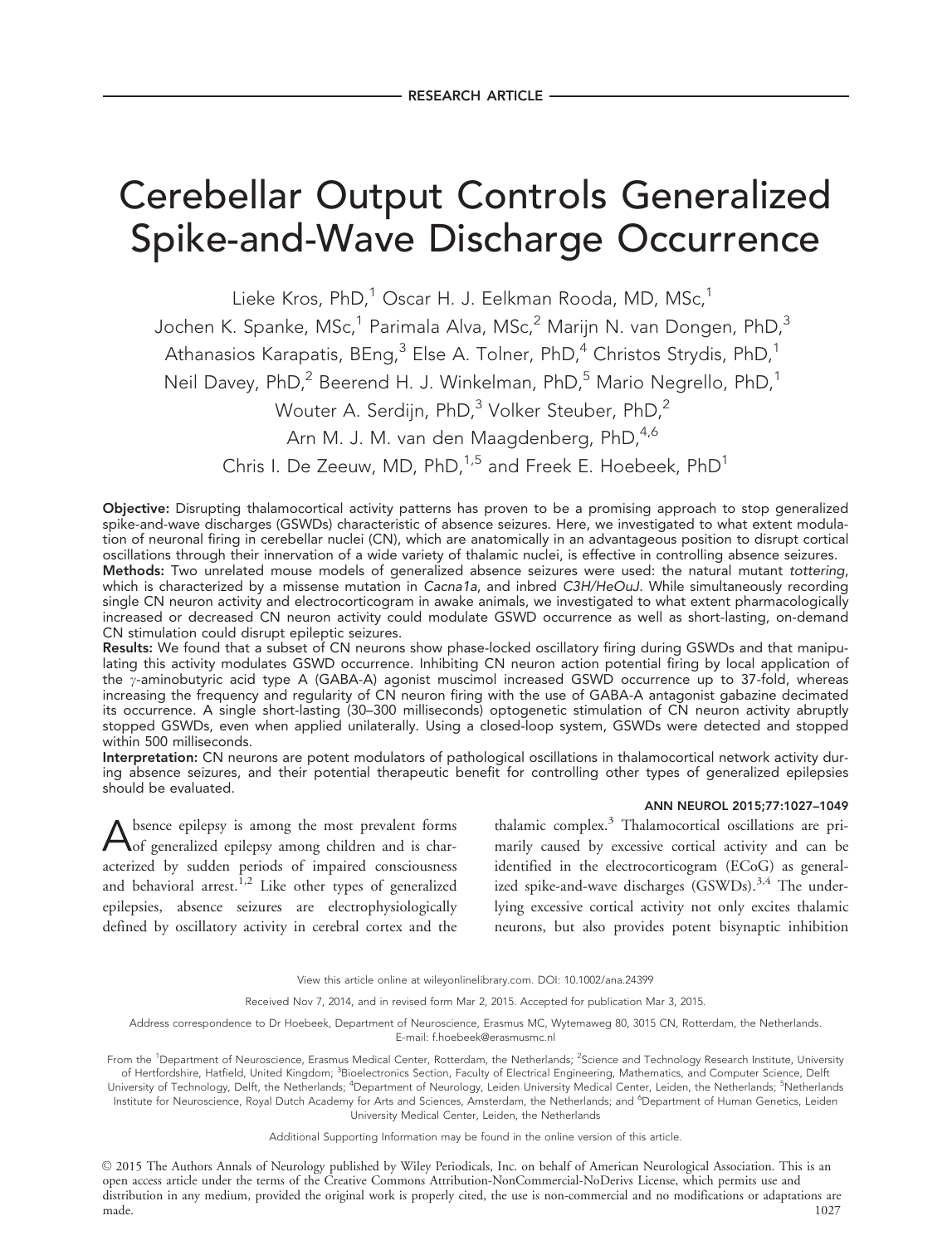RESEARCH ARTICLE

# Cerebellar Output Controls Generalized Spike-and-Wave Discharge Occurrence

Lieke Kros, PhD,[1] Oscar H. J. Eelkman Rooda, MD, MSc,[1] Jochen K. Spanke, MSc,[1] Parimala Alva, MSc,[2] Marijn N. van Dongen, PhD,[3] Athanasios Karapatis, BEng,[3] Else A. Tolner, PhD,[4] Christos Strydis, PhD,[1] Neil Davey, PhD,[2] Beerend H. J. Winkelman, PhD,[5] Mario Negrello, PhD,[1] Wouter A. Serdijn, PhD,[3] Volker Steuber, PhD,[2] Arn M. J. M. van den Maagdenberg, PhD,[4,6] Chris I. De Zeeuw, MD, PhD,[1,5] and Freek E. Hoebeek, PhD[1]

**Objective:** Disrupting thalamocortical activity patterns has proven to be a promising approach to stop generalized spike-and-wave discharges (GSWDs) characteristic of absence seizures. Here, we investigated to what extent modulation of neuronal firing in cerebellar nuclei (CN), which are anatomically in an advantageous position to disrupt cortical oscillations through their innervation of a wide variety of thalamic nuclei, is effective in controlling absence seizures.

**Methods:** Two unrelated mouse models of generalized absence seizures were used: the natural mutant *tottering*, which is characterized by a missense mutation in *Cacna1a*, and inbred *C3H/HeOuJ*. While simultaneously recording single CN neuron activity and electrocorticogram in awake animals, we investigated to what extent pharmacologically increased or decreased CN neuron activity could modulate GSWD occurrence as well as short-lasting, on-demand CN stimulation could disrupt epileptic seizures.

**Results:** We found that a subset of CN neurons show phase-locked oscillatory firing during GSWDs and that manipulating this activity modulates GSWD occurrence. Inhibiting CN neuron action potential firing by local application of the $\gamma$-aminobutyric acid type A (GABA-A) agonist muscimol increased GSWD occurrence up to 37-fold, whereas increasing the frequency and regularity of CN neuron firing with the use of GABA-A antagonist gabazine decimated its occurrence. A single short-lasting (30–300 milliseconds) optogenetic stimulation of CN neuron activity abruptly stopped GSWDs, even when applied unilaterally. Using a closed-loop system, GSWDs were detected and stopped within 500 milliseconds.

**Interpretation:** CN neurons are potent modulators of pathological oscillations in thalamocortical network activity during absence seizures, and their potential therapeutic benefit for controlling other types of generalized epilepsies should be evaluated.

ANN NEUROL 2015;77:1027–1049

Absence epilepsy is among the most prevalent forms of generalized epilepsy among children and is characterized by sudden periods of impaired consciousness and behavioral arrest.[1,2] Like other types of generalized epilepsies, absence seizures are electrophysiologically defined by oscillatory activity in cerebral cortex and the thalamic complex.[3] Thalamocortical oscillations are primarily caused by excessive cortical activity and can be identified in the electrocorticogram (ECoG) as generalized spike-and-wave discharges (GSWDs).[3,4] The underlying excessive cortical activity not only excites thalamic neurons, but also provides potent bisynaptic inhibition

View this article online at wileyonlinelibrary.com. DOI: 10.1002/ana.24399

Received Nov 7, 2014, and in revised form Mar 2, 2015. Accepted for publication Mar 3, 2015.

Address correspondence to Dr Hoebeek, Department of Neuroscience, Erasmus MC, Wytemaweg 80, 3015 CN, Rotterdam, the Netherlands. E-mail: f.hoebeek@erasmusmc.nl

From the [1]Department of Neuroscience, Erasmus Medical Center, Rotterdam, the Netherlands; [2]Science and Technology Research Institute, University of Hertfordshire, Hatfield, United Kingdom; [3]Bioelectronics Section, Faculty of Electrical Engineering, Mathematics, and Computer Science, Delft University of Technology, Delft, the Netherlands; [4]Department of Neurology, Leiden University Medical Center, Leiden, the Netherlands; [5]Netherlands Institute for Neuroscience, Royal Dutch Academy for Arts and Sciences, Amsterdam, the Netherlands; and [6]Department of Human Genetics, Leiden University Medical Center, Leiden, the Netherlands

Additional Supporting Information may be found in the online version of this article.

© 2015 The Authors Annals of Neurology published by Wiley Periodicals, Inc. on behalf of American Neurological Association. This is an open access article under the terms of the Creative Commons Attribution-NonCommercial-NoDerivs License, which permits use and distribution in any medium, provided the original work is properly cited, the use is non-commercial and no modifications or adaptations are made.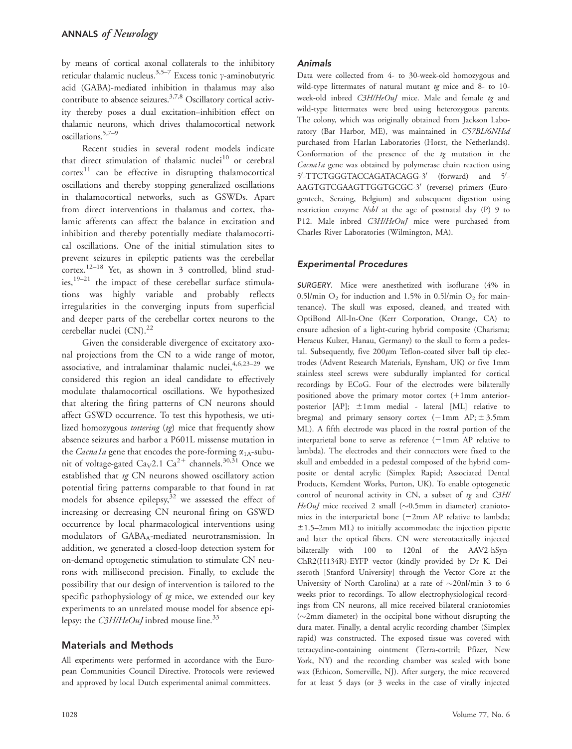by means of cortical axonal collaterals to the inhibitory reticular thalamic nucleus.[3,5–7] Excess tonic γ-aminobutyric acid (GABA)-mediated inhibition in thalamus may also contribute to absence seizures.[3,7,8] Oscillatory cortical activity thereby poses a dual excitation–inhibition effect on thalamic neurons, which drives thalamocortical network oscillations.[5,7–9]

Recent studies in several rodent models indicate that direct stimulation of thalamic nuclei[10] or cerebral cortex[11] can be effective in disrupting thalamocortical oscillations and thereby stopping generalized oscillations in thalamocortical networks, such as GSWDs. Apart from direct interventions in thalamus and cortex, thalamic afferents can affect the balance in excitation and inhibition and thereby potentially mediate thalamocortical oscillations. One of the initial stimulation sites to prevent seizures in epileptic patients was the cerebellar cortex.[12–18] Yet, as shown in 3 controlled, blind studies,[19–21] the impact of these cerebellar surface stimulations was highly variable and probably reflects irregularities in the converging inputs from superficial and deeper parts of the cerebellar cortex neurons to the cerebellar nuclei (CN).[22]

Given the considerable divergence of excitatory axonal projections from the CN to a wide range of motor, associative, and intralaminar thalamic nuclei,[4,6,23–29] we considered this region an ideal candidate to effectively modulate thalamocortical oscillations. We hypothesized that altering the firing patterns of CN neurons should affect GSWD occurrence. To test this hypothesis, we utilized homozygous *tottering* (*tg*) mice that frequently show absence seizures and harbor a P601L missense mutation in the *Cacna1a* gene that encodes the pore-forming $\alpha_{1A}$-subunit of voltage-gated $Ca_V2.1$ $Ca^{2+}$ channels.[30,31] Once we established that *tg* CN neurons showed oscillatory action potential firing patterns comparable to that found in rat models for absence epilepsy,[32] we assessed the effect of increasing or decreasing CN neuronal firing on GSWD occurrence by local pharmacological interventions using modulators of $GABA_A$-mediated neurotransmission. In addition, we generated a closed-loop detection system for on-demand optogenetic stimulation to stimulate CN neurons with millisecond precision. Finally, to exclude the possibility that our design of intervention is tailored to the specific pathophysiology of *tg* mice, we extended our key experiments to an unrelated mouse model for absence epilepsy: the *C3H/HeOuJ* inbred mouse line.[33]

## Materials and Methods

All experiments were performed in accordance with the European Communities Council Directive. Protocols were reviewed and approved by local Dutch experimental animal committees.

### *Animals*

Data were collected from 4- to 30-week-old homozygous and wild-type littermates of natural mutant *tg* mice and 8- to 10-week-old inbred *C3H/HeOuJ* mice. Male and female *tg* and wild-type littermates were bred using heterozygous parents. The colony, which was originally obtained from Jackson Laboratory (Bar Harbor, ME), was maintained in *C57BL/6NHsd* purchased from Harlan Laboratories (Horst, the Netherlands). Conformation of the presence of the *tg* mutation in the *Cacna1a* gene was obtained by polymerase chain reaction using 5′-TTCTGGGTACCAGATACAGG-3′ (forward) and 5′-AAGTGTCGAAGTTGGTGCGC-3′ (reverse) primers (Eurogentech, Seraing, Belgium) and subsequent digestion using restriction enzyme *NsbI* at the age of postnatal day (P) 9 to P12. Male inbred *C3H/HeOuJ* mice were purchased from Charles River Laboratories (Wilmington, MA).

### *Experimental Procedures*

**SURGERY.** Mice were anesthetized with isoflurane (4% in 0.5l/min $O_2$ for induction and 1.5% in 0.5l/min $O_2$ for maintenance). The skull was exposed, cleaned, and treated with OptiBond All-In-One (Kerr Corporation, Orange, CA) to ensure adhesion of a light-curing hybrid composite (Charisma; Heraeus Kulzer, Hanau, Germany) to the skull to form a pedestal. Subsequently, five 200μm Teflon-coated silver ball tip electrodes (Advent Research Materials, Eynsham, UK) or five 1mm stainless steel screws were subdurally implanted for cortical recordings by ECoG. Four of the electrodes were bilaterally positioned above the primary motor cortex (+1mm anterior-posterior [AP]; ±1mm medial - lateral [ML] relative to bregma) and primary sensory cortex (−1mm AP; ± 3.5mm ML). A fifth electrode was placed in the rostral portion of the interparietal bone to serve as reference (−1mm AP relative to lambda). The electrodes and their connectors were fixed to the skull and embedded in a pedestal composed of the hybrid composite or dental acrylic (Simplex Rapid; Associated Dental Products, Kemdent Works, Purton, UK). To enable optogenetic control of neuronal activity in CN, a subset of *tg* and *C3H/HeOuJ* mice received 2 small (~0.5mm in diameter) craniotomies in the interparietal bone (−2mm AP relative to lambda; ±1.5–2mm ML) to initially accommodate the injection pipette and later the optical fibers. CN were stereotactically injected bilaterally with 100 to 120nl of the AAV2-hSyn-ChR2(H134R)-EYFP vector (kindly provided by Dr K. Deisseroth [Stanford University] through the Vector Core at the University of North Carolina) at a rate of ~20nl/min 3 to 6 weeks prior to recordings. To allow electrophysiological recordings from CN neurons, all mice received bilateral craniotomies (~2mm diameter) in the occipital bone without disrupting the dura mater. Finally, a dental acrylic recording chamber (Simplex rapid) was constructed. The exposed tissue was covered with tetracycline-containing ointment (Terra-cortril; Pfizer, New York, NY) and the recording chamber was sealed with bone wax (Ethicon, Somerville, NJ). After surgery, the mice recovered for at least 5 days (or 3 weeks in the case of virally injected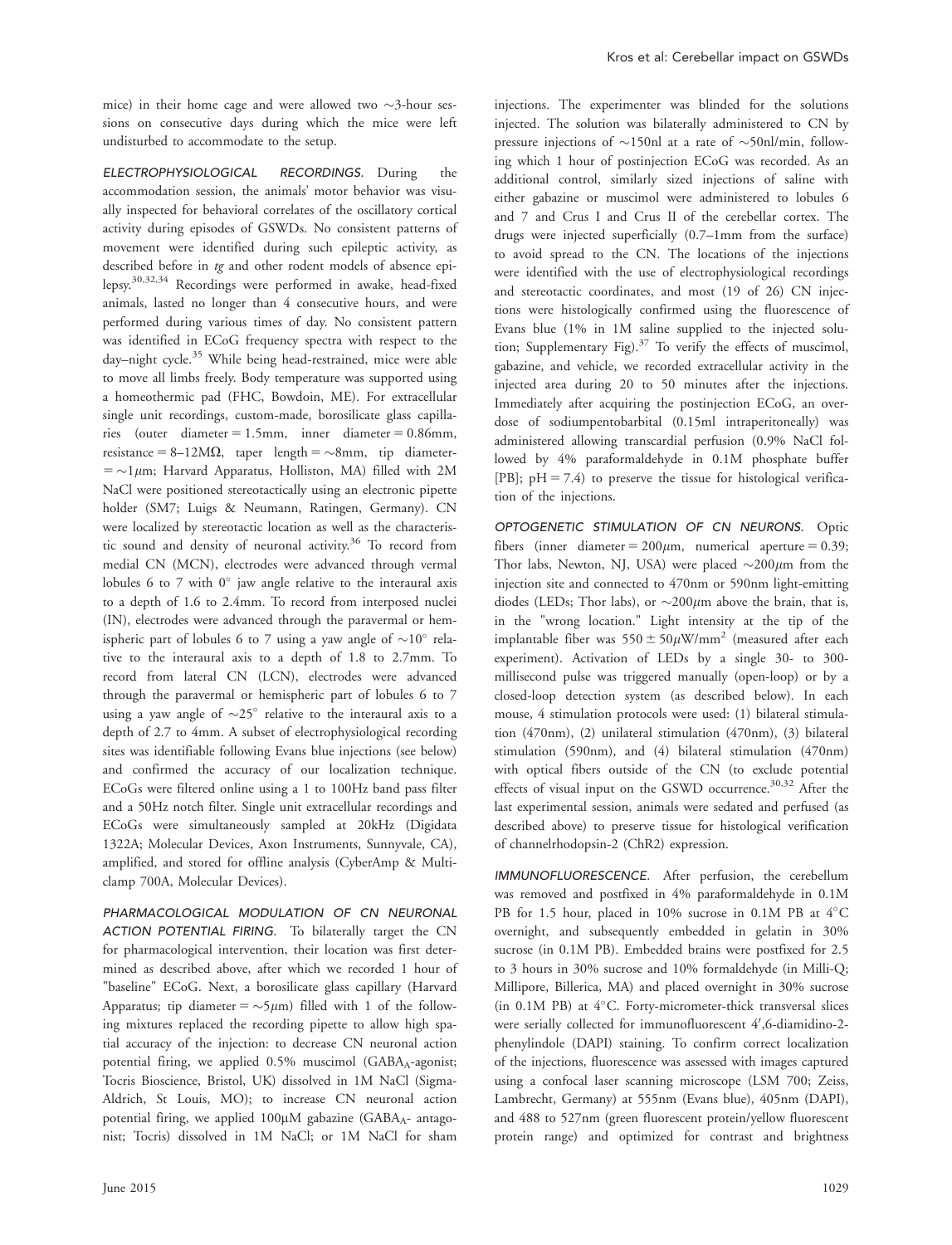mice) in their home cage and were allowed two ∼3-hour sessions on consecutive days during which the mice were left undisturbed to accommodate to the setup.

*ELECTROPHYSIOLOGICAL RECORDINGS.* During the accommodation session, the animals' motor behavior was visually inspected for behavioral correlates of the oscillatory cortical activity during episodes of GSWDs. No consistent patterns of movement were identified during such epileptic activity, as described before in *tg* and other rodent models of absence epilepsy.[30,32,34] Recordings were performed in awake, head-fixed animals, lasted no longer than 4 consecutive hours, and were performed during various times of day. No consistent pattern was identified in ECoG frequency spectra with respect to the day–night cycle.[35] While being head-restrained, mice were able to move all limbs freely. Body temperature was supported using a homeothermic pad (FHC, Bowdoin, ME). For extracellular single unit recordings, custom-made, borosilicate glass capillaries (outer diameter = 1.5mm, inner diameter = 0.86mm, resistance = 8–12MΩ, taper length = ∼8mm, tip diameter = ∼1μm; Harvard Apparatus, Holliston, MA) filled with 2M NaCl were positioned stereotactically using an electronic pipette holder (SM7; Luigs & Neumann, Ratingen, Germany). CN were localized by stereotactic location as well as the characteristic sound and density of neuronal activity.[36] To record from medial CN (MCN), electrodes were advanced through vermal lobules 6 to 7 with 0° jaw angle relative to the interaural axis to a depth of 1.6 to 2.4mm. To record from interposed nuclei (IN), electrodes were advanced through the paravermal or hemispheric part of lobules 6 to 7 using a yaw angle of ∼10° relative to the interaural axis to a depth of 1.8 to 2.7mm. To record from lateral CN (LCN), electrodes were advanced through the paravermal or hemispheric part of lobules 6 to 7 using a yaw angle of ∼25° relative to the interaural axis to a depth of 2.7 to 4mm. A subset of electrophysiological recording sites was identifiable following Evans blue injections (see below) and confirmed the accuracy of our localization technique. ECoGs were filtered online using a 1 to 100Hz band pass filter and a 50Hz notch filter. Single unit extracellular recordings and ECoGs were simultaneously sampled at 20kHz (Digidata 1322A; Molecular Devices, Axon Instruments, Sunnyvale, CA), amplified, and stored for offline analysis (CyberAmp & Multiclamp 700A, Molecular Devices).

*PHARMACOLOGICAL MODULATION OF CN NEURONAL ACTION POTENTIAL FIRING.* To bilaterally target the CN for pharmacological intervention, their location was first determined as described above, after which we recorded 1 hour of "baseline" ECoG. Next, a borosilicate glass capillary (Harvard Apparatus; tip diameter = ∼5μm) filled with 1 of the following mixtures replaced the recording pipette to allow high spatial accuracy of the injection: to decrease CN neuronal action potential firing, we applied 0.5% muscimol ($GABA_A$-agonist; Tocris Bioscience, Bristol, UK) dissolved in 1M NaCl (Sigma-Aldrich, St Louis, MO); to increase CN neuronal action potential firing, we applied 100μM gabazine ($GABA_A$- antagonist; Tocris) dissolved in 1M NaCl; or 1M NaCl for sham injections. The experimenter was blinded for the solutions injected. The solution was bilaterally administered to CN by pressure injections of ∼150nl at a rate of ∼50nl/min, following which 1 hour of postinjection ECoG was recorded. As an additional control, similarly sized injections of saline with either gabazine or muscimol were administered to lobules 6 and 7 and Crus I and Crus II of the cerebellar cortex. The drugs were injected superficially (0.7–1mm from the surface) to avoid spread to the CN. The locations of the injections were identified with the use of electrophysiological recordings and stereotactic coordinates, and most (19 of 26) CN injections were histologically confirmed using the fluorescence of Evans blue (1% in 1M saline supplied to the injected solution; Supplementary Fig).[37] To verify the effects of muscimol, gabazine, and vehicle, we recorded extracellular activity in the injected area during 20 to 50 minutes after the injections. Immediately after acquiring the postinjection ECoG, an overdose of sodiumpentobarbital (0.15ml intraperitoneally) was administered allowing transcardial perfusion (0.9% NaCl followed by 4% paraformaldehyde in 0.1M phosphate buffer [PB]; pH = 7.4) to preserve the tissue for histological verification of the injections.

*OPTOGENETIC STIMULATION OF CN NEURONS.* Optic fibers (inner diameter = 200μm, numerical aperture = 0.39; Thor labs, Newton, NJ, USA) were placed ∼200μm from the injection site and connected to 470nm or 590nm light-emitting diodes (LEDs; Thor labs), or ∼200μm above the brain, that is, in the "wrong location." Light intensity at the tip of the implantable fiber was 550 ± 50μW/mm² (measured after each experiment). Activation of LEDs by a single 30- to 300-millisecond pulse was triggered manually (open-loop) or by a closed-loop detection system (as described below). In each mouse, 4 stimulation protocols were used: (1) bilateral stimulation (470nm), (2) unilateral stimulation (470nm), (3) bilateral stimulation (590nm), and (4) bilateral stimulation (470nm) with optical fibers outside of the CN (to exclude potential effects of visual input on the GSWD occurrence.[30,32] After the last experimental session, animals were sedated and perfused (as described above) to preserve tissue for histological verification of channelrhodopsin-2 (ChR2) expression.

*IMMUNOFLUORESCENCE.* After perfusion, the cerebellum was removed and postfixed in 4% paraformaldehyde in 0.1M PB for 1.5 hour, placed in 10% sucrose in 0.1M PB at 4°C overnight, and subsequently embedded in gelatin in 30% sucrose (in 0.1M PB). Embedded brains were postfixed for 2.5 to 3 hours in 30% sucrose and 10% formaldehyde (in Milli-Q; Millipore, Billerica, MA) and placed overnight in 30% sucrose (in 0.1M PB) at 4°C. Forty-micrometer-thick transversal slices were serially collected for immunofluorescent 4′,6-diamidino-2-phenylindole (DAPI) staining. To confirm correct localization of the injections, fluorescence was assessed with images captured using a confocal laser scanning microscope (LSM 700; Zeiss, Lambrecht, Germany) at 555nm (Evans blue), 405nm (DAPI), and 488 to 527nm (green fluorescent protein/yellow fluorescent protein range) and optimized for contrast and brightness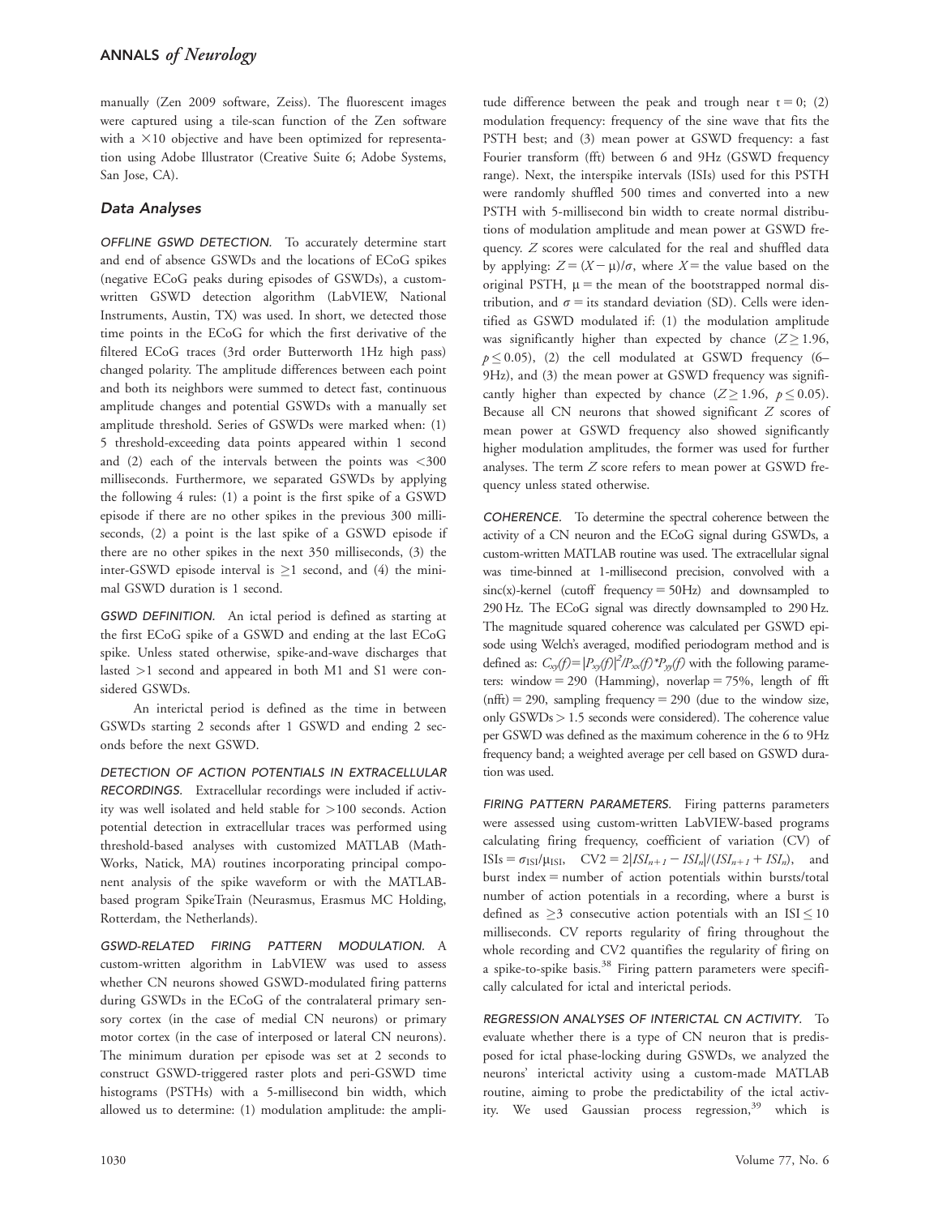manually (Zen 2009 software, Zeiss). The fluorescent images were captured using a tile-scan function of the Zen software with a $\times10$ objective and have been optimized for representation using Adobe Illustrator (Creative Suite 6; Adobe Systems, San Jose, CA).

## Data Analyses

*OFFLINE GSWD DETECTION.* To accurately determine start and end of absence GSWDs and the locations of ECoG spikes (negative ECoG peaks during episodes of GSWDs), a custom-written GSWD detection algorithm (LabVIEW, National Instruments, Austin, TX) was used. In short, we detected those time points in the ECoG for which the first derivative of the filtered ECoG traces (3rd order Butterworth 1Hz high pass) changed polarity. The amplitude differences between each point and both its neighbors were summed to detect fast, continuous amplitude changes and potential GSWDs with a manually set amplitude threshold. Series of GSWDs were marked when: (1) 5 threshold-exceeding data points appeared within 1 second and (2) each of the intervals between the points was <300 milliseconds. Furthermore, we separated GSWDs by applying the following 4 rules: (1) a point is the first spike of a GSWD episode if there are no other spikes in the previous 300 milliseconds, (2) a point is the last spike of a GSWD episode if there are no other spikes in the next 350 milliseconds, (3) the inter-GSWD episode interval is $\geq$1 second, and (4) the minimal GSWD duration is 1 second.

*GSWD DEFINITION.* An ictal period is defined as starting at the first ECoG spike of a GSWD and ending at the last ECoG spike. Unless stated otherwise, spike-and-wave discharges that lasted >1 second and appeared in both M1 and S1 were considered GSWDs.

An interictal period is defined as the time in between GSWDs starting 2 seconds after 1 GSWD and ending 2 seconds before the next GSWD.

*DETECTION OF ACTION POTENTIALS IN EXTRACELLULAR RECORDINGS.* Extracellular recordings were included if activity was well isolated and held stable for >100 seconds. Action potential detection in extracellular traces was performed using threshold-based analyses with customized MATLAB (MathWorks, Natick, MA) routines incorporating principal component analysis of the spike waveform or with the MATLAB-based program SpikeTrain (Neurasmus, Erasmus MC Holding, Rotterdam, the Netherlands).

*GSWD-RELATED FIRING PATTERN MODULATION.* A custom-written algorithm in LabVIEW was used to assess whether CN neurons showed GSWD-modulated firing patterns during GSWDs in the ECoG of the contralateral primary sensory cortex (in the case of medial CN neurons) or primary motor cortex (in the case of interposed or lateral CN neurons). The minimum duration per episode was set at 2 seconds to construct GSWD-triggered raster plots and peri-GSWD time histograms (PSTHs) with a 5-millisecond bin width, which allowed us to determine: (1) modulation amplitude: the amplitude difference between the peak and trough near $t = 0$; (2) modulation frequency: frequency of the sine wave that fits the PSTH best; and (3) mean power at GSWD frequency: a fast Fourier transform (fft) between 6 and 9Hz (GSWD frequency range). Next, the interspike intervals (ISIs) used for this PSTH were randomly shuffled 500 times and converted into a new PSTH with 5-millisecond bin width to create normal distributions of modulation amplitude and mean power at GSWD frequency. $Z$ scores were calculated for the real and shuffled data by applying: $Z = (X - \mu)/\sigma$, where $X$ = the value based on the original PSTH, $\mu$ = the mean of the bootstrapped normal distribution, and $\sigma$ = its standard deviation (SD). Cells were identified as GSWD modulated if: (1) the modulation amplitude was significantly higher than expected by chance ($Z \geq 1.96$, $p \leq 0.05$), (2) the cell modulated at GSWD frequency (6–9Hz), and (3) the mean power at GSWD frequency was significantly higher than expected by chance ($Z \geq 1.96$, $p \leq 0.05$). Because all CN neurons that showed significant $Z$ scores of mean power at GSWD frequency also showed significantly higher modulation amplitudes, the former was used for further analyses. The term $Z$ score refers to mean power at GSWD frequency unless stated otherwise.

*COHERENCE.* To determine the spectral coherence between the activity of a CN neuron and the ECoG signal during GSWDs, a custom-written MATLAB routine was used. The extracellular signal was time-binned at 1-millisecond precision, convolved with a sinc(x)-kernel (cutoff frequency = 50Hz) and downsampled to 290 Hz. The ECoG signal was directly downsampled to 290 Hz. The magnitude squared coherence was calculated per GSWD episode using Welch's averaged, modified periodogram method and is defined as: $C_{xy}(f) = |P_{xy}(f)|^2 / P_{xx}(f) * P_{yy}(f)$ with the following parameters: window = 290 (Hamming), noverlap = 75%, length of fft (nfft) = 290, sampling frequency = 290 (due to the window size, only GSWDs > 1.5 seconds were considered). The coherence value per GSWD was defined as the maximum coherence in the 6 to 9Hz frequency band; a weighted average per cell based on GSWD duration was used.

*FIRING PATTERN PARAMETERS.* Firing patterns parameters were assessed using custom-written LabVIEW-based programs calculating firing frequency, coefficient of variation (CV) of $\text{ISIs} = \sigma_{\text{ISI}}/\mu_{\text{ISI}}$, $\text{CV2} = 2|ISI_{n+1} - ISI_n|/(ISI_{n+1} + ISI_n)$, and burst index = number of action potentials within bursts/total number of action potentials in a recording, where a burst is defined as $\geq$3 consecutive action potentials with an ISI $\leq$ 10 milliseconds. CV reports regularity of firing throughout the whole recording and CV2 quantifies the regularity of firing on a spike-to-spike basis.[38] Firing pattern parameters were specifically calculated for ictal and interictal periods.

*REGRESSION ANALYSES OF INTERICTAL CN ACTIVITY.* To evaluate whether there is a type of CN neuron that is predisposed for ictal phase-locking during GSWDs, we analyzed the neurons' interictal activity using a custom-made MATLAB routine, aiming to probe the predictability of the ictal activity. We used Gaussian process regression,[39] which is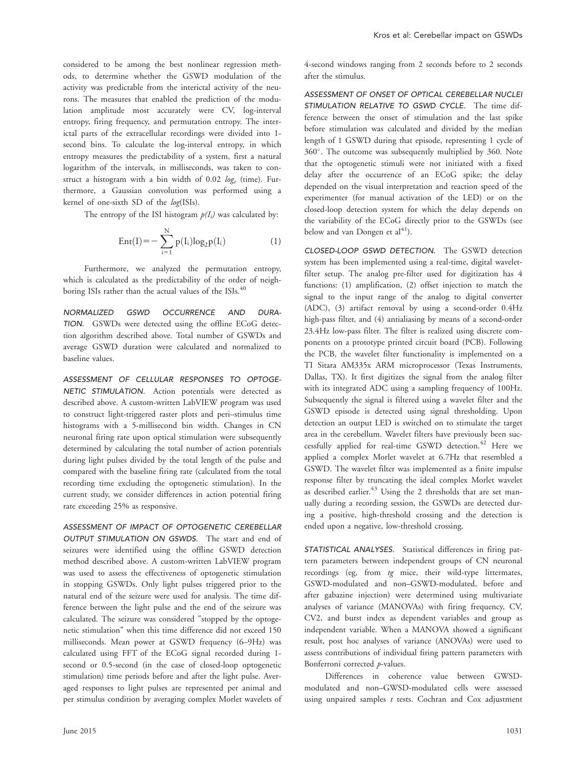considered to be among the best nonlinear regression methods, to determine whether the GSWD modulation of the activity was predictable from the interictal activity of the neurons. The measures that enabled the prediction of the modulation amplitude most accurately were CV, log-interval entropy, firing frequency, and permutation entropy. The interictal parts of the extracellular recordings were divided into 1-second bins. To calculate the log-interval entropy, in which entropy measures the predictability of a system, first a natural logarithm of the intervals, in milliseconds, was taken to construct a histogram with a bin width of 0.02 $log_e$ (time). Furthermore, a Gaussian convolution was performed using a kernel of one-sixth SD of the *log*(ISIs).

The entropy of the ISI histogram $p(I_i)$ was calculated by:

$$\mathrm{Ent(I)} = -\sum_{i=1}^{N} p(I_i)\log_2 p(I_i) \tag{1}$$

Furthermore, we analyzed the permutation entropy, which is calculated as the predictability of the order of neighboring ISIs rather than the actual values of the ISIs.[40]

*NORMALIZED GSWD OCCURRENCE AND DURATION.* GSWDs were detected using the offline ECoG detection algorithm described above. Total number of GSWDs and average GSWD duration were calculated and normalized to baseline values.

*ASSESSMENT OF CELLULAR RESPONSES TO OPTOGENETIC STIMULATION.* Action potentials were detected as described above. A custom-written LabVIEW program was used to construct light-triggered raster plots and peri–stimulus time histograms with a 5-millisecond bin width. Changes in CN neuronal firing rate upon optical stimulation were subsequently determined by calculating the total number of action potentials during light pulses divided by the total length of the pulse and compared with the baseline firing rate (calculated from the total recording time excluding the optogenetic stimulation). In the current study, we consider differences in action potential firing rate exceeding 25% as responsive.

*ASSESSMENT OF IMPACT OF OPTOGENETIC CEREBELLAR OUTPUT STIMULATION ON GSWDS.* The start and end of seizures were identified using the offline GSWD detection method described above. A custom-written LabVIEW program was used to assess the effectiveness of optogenetic stimulation in stopping GSWDs. Only light pulses triggered prior to the natural end of the seizure were used for analysis. The time difference between the light pulse and the end of the seizure was calculated. The seizure was considered "stopped by the optogenetic stimulation" when this time difference did not exceed 150 milliseconds. Mean power at GSWD frequency (6–9Hz) was calculated using FFT of the ECoG signal recorded during 1-second or 0.5-second (in the case of closed-loop optogenetic stimulation) time periods before and after the light pulse. Averaged responses to light pulses are represented per animal and per stimulus condition by averaging complex Morlet wavelets of 4-second windows ranging from 2 seconds before to 2 seconds after the stimulus.

*ASSESSMENT OF ONSET OF OPTICAL CEREBELLAR NUCLEI STIMULATION RELATIVE TO GSWD CYCLE.* The time difference between the onset of stimulation and the last spike before stimulation was calculated and divided by the median length of 1 GSWD during that episode, representing 1 cycle of 360°. The outcome was subsequently multiplied by 360. Note that the optogenetic stimuli were not initiated with a fixed delay after the occurrence of an ECoG spike; the delay depended on the visual interpretation and reaction speed of the experimenter (for manual activation of the LED) or on the closed-loop detection system for which the delay depends on the variability of the ECoG directly prior to the GSWDs (see below and van Dongen et al[41]).

*CLOSED-LOOP GSWD DETECTION.* The GSWD detection system has been implemented using a real-time, digital wavelet-filter setup. The analog pre-filter used for digitization has 4 functions: (1) amplification, (2) offset injection to match the signal to the input range of the analog to digital converter (ADC), (3) artifact removal by using a second-order 0.4Hz high-pass filter, and (4) antialiasing by means of a second-order 23.4Hz low-pass filter. The filter is realized using discrete components on a prototype printed circuit board (PCB). Following the PCB, the wavelet filter functionality is implemented on a TI Sitara AM335x ARM microprocessor (Texas Instruments, Dallas, TX). It first digitizes the signal from the analog filter with its integrated ADC using a sampling frequency of 100Hz. Subsequently the signal is filtered using a wavelet filter and the GSWD episode is detected using signal thresholding. Upon detection an output LED is switched on to stimulate the target area in the cerebellum. Wavelet filters have previously been successfully applied for real-time GSWD detection.[42] Here we applied a complex Morlet wavelet at 6.7Hz that resembled a GSWD. The wavelet filter was implemented as a finite impulse response filter by truncating the ideal complex Morlet wavelet as described earlier.[43] Using the 2 thresholds that are set manually during a recording session, the GSWDs are detected during a positive, high-threshold crossing and the detection is ended upon a negative, low-threshold crossing.

*STATISTICAL ANALYSES.* Statistical differences in firing pattern parameters between independent groups of CN neuronal recordings (eg, from *tg* mice, their wild-type littermates, GSWD-modulated and non–GSWD-modulated, before and after gabazine injection) were determined using multivariate analyses of variance (MANOVAs) with firing frequency, CV, CV2, and burst index as dependent variables and group as independent variable. When a MANOVA showed a significant result, post hoc analyses of variance (ANOVAs) were used to assess contributions of individual firing pattern parameters with Bonferroni corrected *p*-values.

Differences in coherence value between GWSD-modulated and non–GWSD-modulated cells were assessed using unpaired samples *t* tests. Cochran and Cox adjustment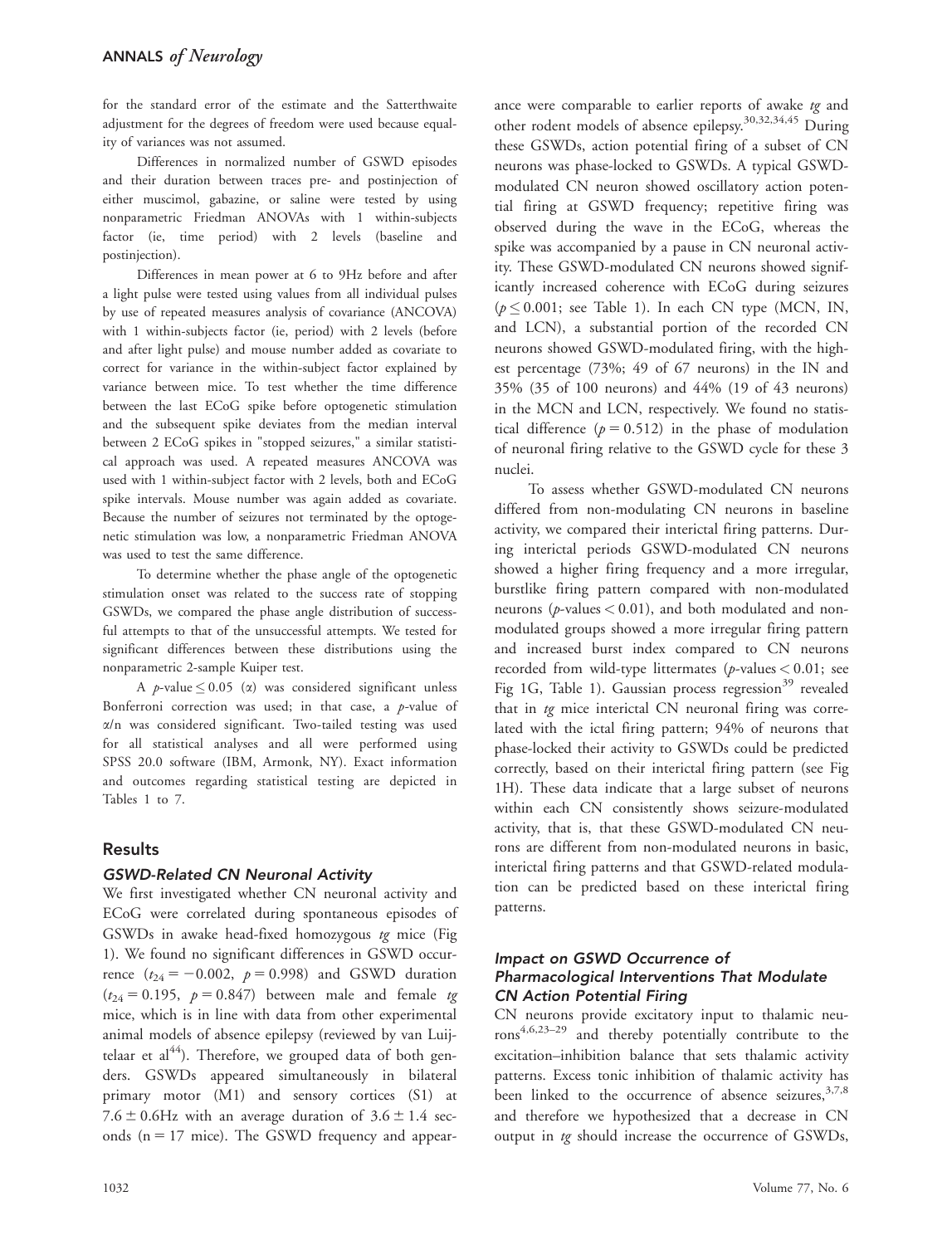for the standard error of the estimate and the Satterthwaite adjustment for the degrees of freedom were used because equality of variances was not assumed.

Differences in normalized number of GSWD episodes and their duration between traces pre- and postinjection of either muscimol, gabazine, or saline were tested by using nonparametric Friedman ANOVAs with 1 within-subjects factor (ie, time period) with 2 levels (baseline and postinjection).

Differences in mean power at 6 to 9Hz before and after a light pulse were tested using values from all individual pulses by use of repeated measures analysis of covariance (ANCOVA) with 1 within-subjects factor (ie, period) with 2 levels (before and after light pulse) and mouse number added as covariate to correct for variance in the within-subject factor explained by variance between mice. To test whether the time difference between the last ECoG spike before optogenetic stimulation and the subsequent spike deviates from the median interval between 2 ECoG spikes in "stopped seizures," a similar statistical approach was used. A repeated measures ANCOVA was used with 1 within-subject factor with 2 levels, both and ECoG spike intervals. Mouse number was again added as covariate. Because the number of seizures not terminated by the optogenetic stimulation was low, a nonparametric Friedman ANOVA was used to test the same difference.

To determine whether the phase angle of the optogenetic stimulation onset was related to the success rate of stopping GSWDs, we compared the phase angle distribution of successful attempts to that of the unsuccessful attempts. We tested for significant differences between these distributions using the nonparametric 2-sample Kuiper test.

A $p$-value $\leq 0.05$ ($\alpha$) was considered significant unless Bonferroni correction was used; in that case, a $p$-value of $\alpha/n$ was considered significant. Two-tailed testing was used for all statistical analyses and all were performed using SPSS 20.0 software (IBM, Armonk, NY). Exact information and outcomes regarding statistical testing are depicted in Tables 1 to 7.

## Results

### GSWD-Related CN Neuronal Activity

We first investigated whether CN neuronal activity and ECoG were correlated during spontaneous episodes of GSWDs in awake head-fixed homozygous *tg* mice (Fig 1). We found no significant differences in GSWD occurrence ($t_{24} = -0.002$, $p = 0.998$) and GSWD duration ($t_{24} = 0.195$, $p = 0.847$) between male and female *tg* mice, which is in line with data from other experimental animal models of absence epilepsy (reviewed by van Luijtelaar et al[44]). Therefore, we grouped data of both genders. GSWDs appeared simultaneously in bilateral primary motor (M1) and sensory cortices (S1) at $7.6 \pm 0.6$Hz with an average duration of $3.6 \pm 1.4$ seconds (n = 17 mice). The GSWD frequency and appearance were comparable to earlier reports of awake *tg* and other rodent models of absence epilepsy.[30,32,34,45] During these GSWDs, action potential firing of a subset of CN neurons was phase-locked to GSWDs. A typical GSWD-modulated CN neuron showed oscillatory action potential firing at GSWD frequency; repetitive firing was observed during the wave in the ECoG, whereas the spike was accompanied by a pause in CN neuronal activity. These GSWD-modulated CN neurons showed significantly increased coherence with ECoG during seizures ($p \leq 0.001$; see Table 1). In each CN type (MCN, IN, and LCN), a substantial portion of the recorded CN neurons showed GSWD-modulated firing, with the highest percentage (73%; 49 of 67 neurons) in the IN and 35% (35 of 100 neurons) and 44% (19 of 43 neurons) in the MCN and LCN, respectively. We found no statistical difference ($p = 0.512$) in the phase of modulation of neuronal firing relative to the GSWD cycle for these 3 nuclei.

To assess whether GSWD-modulated CN neurons differed from non-modulating CN neurons in baseline activity, we compared their interictal firing patterns. During interictal periods GSWD-modulated CN neurons showed a higher firing frequency and a more irregular, burstlike firing pattern compared with non-modulated neurons ($p$-values $< 0.01$), and both modulated and non-modulated groups showed a more irregular firing pattern and increased burst index compared to CN neurons recorded from wild-type littermates ($p$-values $< 0.01$; see Fig 1G, Table 1). Gaussian process regression[39] revealed that in *tg* mice interictal CN neuronal firing was correlated with the ictal firing pattern; 94% of neurons that phase-locked their activity to GSWDs could be predicted correctly, based on their interictal firing pattern (see Fig 1H). These data indicate that a large subset of neurons within each CN consistently shows seizure-modulated activity, that is, that these GSWD-modulated CN neurons are different from non-modulated neurons in basic, interictal firing patterns and that GSWD-related modulation can be predicted based on these interictal firing patterns.

### Impact on GSWD Occurrence of Pharmacological Interventions That Modulate CN Action Potential Firing

CN neurons provide excitatory input to thalamic neurons[4,6,23–29] and thereby potentially contribute to the excitation–inhibition balance that sets thalamic activity patterns. Excess tonic inhibition of thalamic activity has been linked to the occurrence of absence seizures,[3,7,8] and therefore we hypothesized that a decrease in CN output in *tg* should increase the occurrence of GSWDs,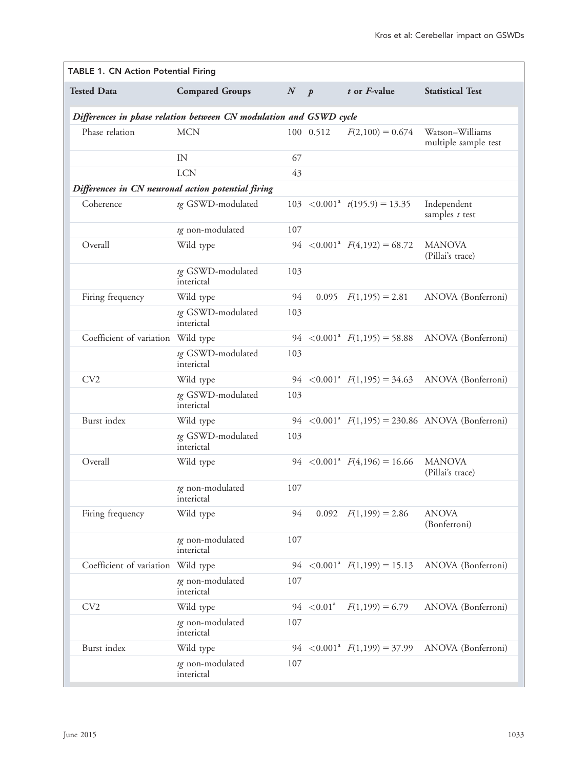**TABLE 1. CN Action Potential Firing**

| Tested Data | Compared Groups | $N$ | $p$ | $t$ or $F$-value | Statistical Test |
|---|---|---|---|---|---|
| ***Differences in phase relation between CN modulation and GSWD cycle*** | | | | | |
| Phase relation | MCN | 100 | 0.512 | $F(2,100) = 0.674$ | Watson–Williams multiple sample test |
| | IN | 67 | | | |
| | LCN | 43 | | | |
| ***Differences in CN neuronal action potential firing*** | | | | | |
| Coherence | *tg* GSWD-modulated | 103 | $<0.001$[a] | $t(195.9) = 13.35$ | Independent samples $t$ test |
| | *tg* non-modulated | 107 | | | |
| Overall | Wild type | 94 | $<0.001$[a] | $F(4,192) = 68.72$ | MANOVA (Pillai's trace) |
| | *tg* GSWD-modulated interictal | 103 | | | |
| Firing frequency | Wild type | 94 | 0.095 | $F(1,195) = 2.81$ | ANOVA (Bonferroni) |
| | *tg* GSWD-modulated interictal | 103 | | | |
| Coefficient of variation | Wild type | 94 | $<0.001$[a] | $F(1,195) = 58.88$ | ANOVA (Bonferroni) |
| | *tg* GSWD-modulated interictal | 103 | | | |
| CV2 | Wild type | 94 | $<0.001$[a] | $F(1,195) = 34.63$ | ANOVA (Bonferroni) |
| | *tg* GSWD-modulated interictal | 103 | | | |
| Burst index | Wild type | 94 | $<0.001$[a] | $F(1,195) = 230.86$ | ANOVA (Bonferroni) |
| | *tg* GSWD-modulated interictal | 103 | | | |
| Overall | Wild type | 94 | $<0.001$[a] | $F(4,196) = 16.66$ | MANOVA (Pillai's trace) |
| | *tg* non-modulated interictal | 107 | | | |
| Firing frequency | Wild type | 94 | 0.092 | $F(1,199) = 2.86$ | ANOVA (Bonferroni) |
| | *tg* non-modulated interictal | 107 | | | |
| Coefficient of variation | Wild type | 94 | $<0.001$[a] | $F(1,199) = 15.13$ | ANOVA (Bonferroni) |
| | *tg* non-modulated interictal | 107 | | | |
| CV2 | Wild type | 94 | $<0.01$[a] | $F(1,199) = 6.79$ | ANOVA (Bonferroni) |
| | *tg* non-modulated interictal | 107 | | | |
| Burst index | Wild type | 94 | $<0.001$[a] | $F(1,199) = 37.99$ | ANOVA (Bonferroni) |
| | *tg* non-modulated interictal | 107 | | | |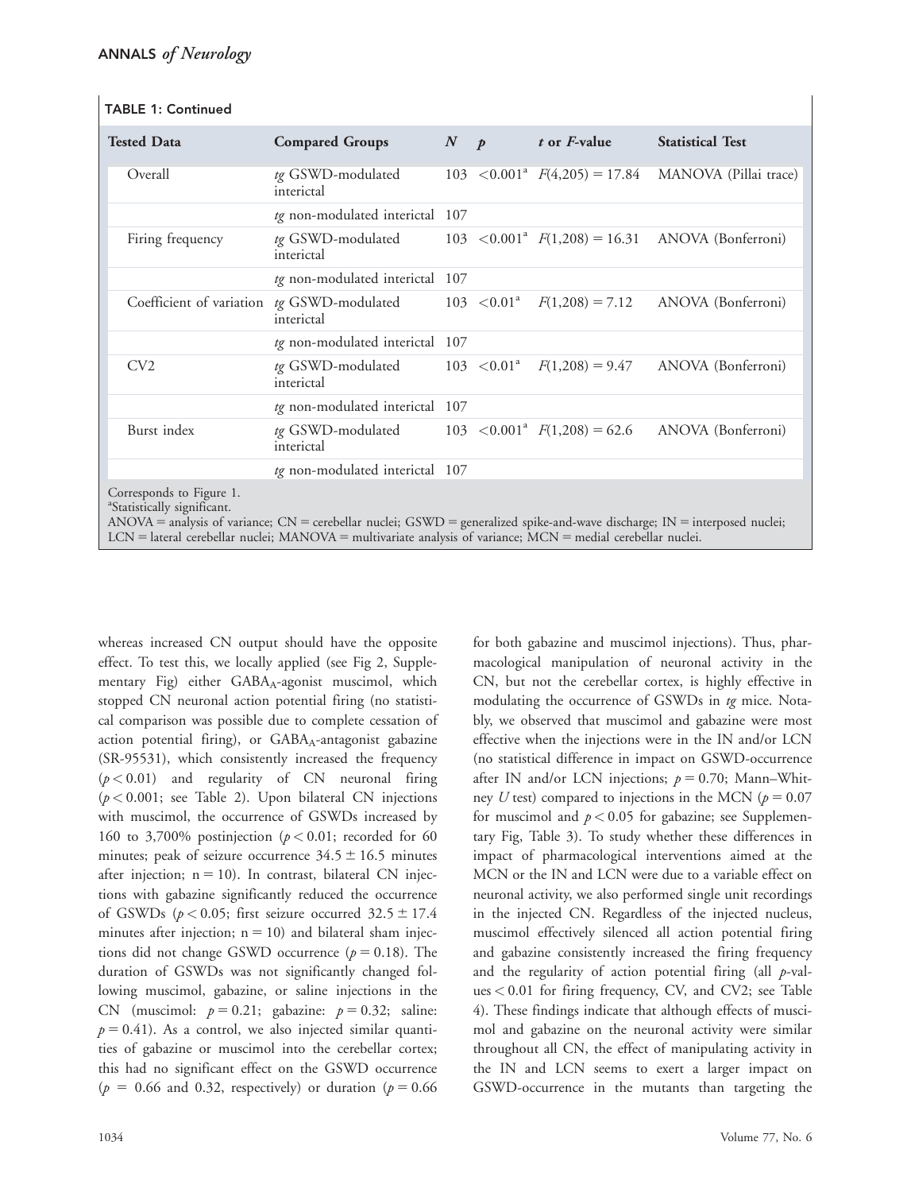**TABLE 1: Continued**

| Tested Data | Compared Groups | *N* | *p* | *t* or *F*-value | Statistical Test |
|---|---|---|---|---|---|
| Overall | *tg* GSWD-modulated interictal | 103 | $<0.001$[a] | $F(4,205) = 17.84$ | MANOVA (Pillai trace) |
| | *tg* non-modulated interictal | 107 | | | |
| Firing frequency | *tg* GSWD-modulated interictal | 103 | $<0.001$[a] | $F(1,208) = 16.31$ | ANOVA (Bonferroni) |
| | *tg* non-modulated interictal | 107 | | | |
| Coefficient of variation | *tg* GSWD-modulated interictal | 103 | $<0.01$[a] | $F(1,208) = 7.12$ | ANOVA (Bonferroni) |
| | *tg* non-modulated interictal | 107 | | | |
| CV2 | *tg* GSWD-modulated interictal | 103 | $<0.01$[a] | $F(1,208) = 9.47$ | ANOVA (Bonferroni) |
| | *tg* non-modulated interictal | 107 | | | |
| Burst index | *tg* GSWD-modulated interictal | 103 | $<0.001$[a] | $F(1,208) = 62.6$ | ANOVA (Bonferroni) |
| | *tg* non-modulated interictal | 107 | | | |

Corresponds to Figure 1.
[a]Statistically significant.
ANOVA = analysis of variance; CN = cerebellar nuclei; GSWD = generalized spike-and-wave discharge; IN = interposed nuclei; LCN = lateral cerebellar nuclei; MANOVA = multivariate analysis of variance; MCN = medial cerebellar nuclei.

whereas increased CN output should have the opposite effect. To test this, we locally applied (see Fig 2, Supplementary Fig) either $GABA_A$-agonist muscimol, which stopped CN neuronal action potential firing (no statistical comparison was possible due to complete cessation of action potential firing), or $GABA_A$-antagonist gabazine (SR-95531), which consistently increased the frequency ($p < 0.01$) and regularity of CN neuronal firing ($p < 0.001$; see Table 2). Upon bilateral CN injections with muscimol, the occurrence of GSWDs increased by 160 to 3,700% postinjection ($p < 0.01$; recorded for 60 minutes; peak of seizure occurrence $34.5 \pm 16.5$ minutes after injection; $n = 10$). In contrast, bilateral CN injections with gabazine significantly reduced the occurrence of GSWDs ($p < 0.05$; first seizure occurred $32.5 \pm 17.4$ minutes after injection; $n = 10$) and bilateral sham injections did not change GSWD occurrence ($p = 0.18$). The duration of GSWDs was not significantly changed following muscimol, gabazine, or saline injections in the CN (muscimol: $p = 0.21$; gabazine: $p = 0.32$; saline: $p = 0.41$). As a control, we also injected similar quantities of gabazine or muscimol into the cerebellar cortex; this had no significant effect on the GSWD occurrence ($p = 0.66$ and 0.32, respectively) or duration ($p = 0.66$ for both gabazine and muscimol injections). Thus, pharmacological manipulation of neuronal activity in the CN, but not the cerebellar cortex, is highly effective in modulating the occurrence of GSWDs in *tg* mice. Notably, we observed that muscimol and gabazine were most effective when the injections were in the IN and/or LCN (no statistical difference in impact on GSWD-occurrence after IN and/or LCN injections; $p = 0.70$; Mann–Whitney *U* test) compared to injections in the MCN ($p = 0.07$ for muscimol and $p < 0.05$ for gabazine; see Supplementary Fig, Table 3). To study whether these differences in impact of pharmacological interventions aimed at the MCN or the IN and LCN were due to a variable effect on neuronal activity, we also performed single unit recordings in the injected CN. Regardless of the injected nucleus, muscimol effectively silenced all action potential firing and gabazine consistently increased the firing frequency and the regularity of action potential firing (all *p*-values $< 0.01$ for firing frequency, CV, and CV2; see Table 4). These findings indicate that although effects of muscimol and gabazine on the neuronal activity were similar throughout all CN, the effect of manipulating activity in the IN and LCN seems to exert a larger impact on GSWD-occurrence in the mutants than targeting the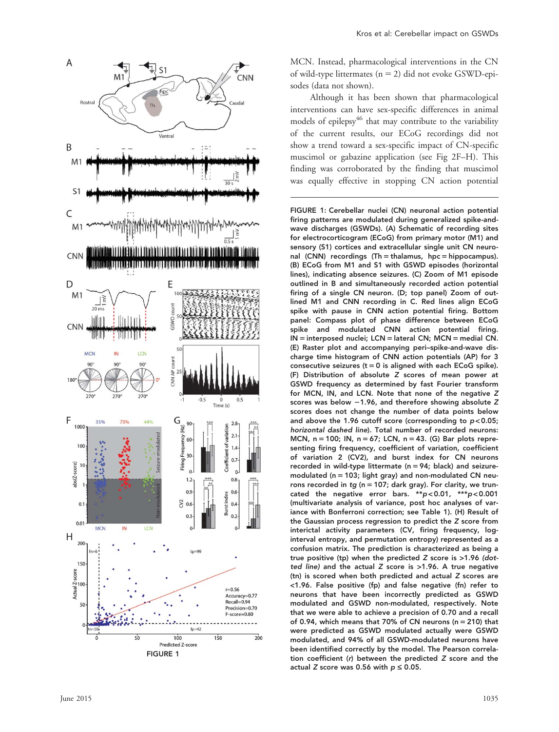MCN. Instead, pharmacological interventions in the CN of wild-type littermates (n = 2) did not evoke GSWD-episodes (data not shown).

Although it has been shown that pharmacological interventions can have sex-specific differences in animal models of epilepsy[46] that may contribute to the variability of the current results, our ECoG recordings did not show a trend toward a sex-specific impact of CN-specific muscimol or gabazine application (see Fig 2F–H). This finding was corroborated by the finding that muscimol was equally effective in stopping CN action potential

FIGURE 1: Cerebellar nuclei (CN) neuronal action potential firing patterns are modulated during generalized spike-and-wave discharges (GSWDs). (A) Schematic of recording sites for electrocorticogram (ECoG) from primary motor (M1) and sensory (S1) cortices and extracellular single unit CN neuronal (CNN) recordings (Th = thalamus, hpc = hippocampus). (B) ECoG from M1 and S1 with GSWD episodes (horizontal lines), indicating absence seizures. (C) Zoom of M1 episode outlined in B and simultaneously recorded action potential firing of a single CN neuron. (D; top panel) Zoom of outlined M1 and CNN recording in C. Red lines align ECoG spike with pause in CNN action potential firing. Bottom panel: Compass plot of phase difference between ECoG spike and modulated CNN action potential firing. IN = interposed nuclei; LCN = lateral CN; MCN = medial CN. (E) Raster plot and accompanying peri–spike-and-wave discharge time histogram of CNN action potentials (AP) for 3 consecutive seizures (t = 0 is aligned with each ECoG spike). (F) Distribution of absolute *Z* scores of mean power at GSWD frequency as determined by fast Fourier transform for MCN, IN, and LCN. Note that none of the negative *Z* scores was below −1.96, and therefore showing absolute *Z* scores does not change the number of data points below and above the 1.96 cutoff score (corresponding to $p < 0.05$; *horizontal dashed line*). Total number of recorded neurons: MCN, n = 100; IN, n = 67; LCN, n = 43. (G) Bar plots representing firing frequency, coefficient of variation, coefficient of variation 2 (CV2), and burst index for CN neurons recorded in wild-type littermate (n = 94; black) and seizure-modulated (n = 103; light gray) and non-modulated CN neurons recorded in *tg* (n = 107; dark gray). For clarity, we truncated the negative error bars. $^{**}p < 0.01$, $^{***}p < 0.001$ (multivariate analysis of variance, post hoc analyses of variance with Bonferroni correction; see Table 1). (H) Result of the Gaussian process regression to predict the *Z* score from interictal activity parameters (CV, firing frequency, log-interval entropy, and permutation entropy) represented as a confusion matrix. The prediction is characterized as being a true positive (tp) when the predicted *Z* score is >1.96 (*dotted line*) and the actual *Z* score is >1.96. A true negative (tn) is scored when both predicted and actual *Z* scores are <1.96. False positive (fp) and false negative (fn) refer to neurons that have been incorrectly predicted as GSWD modulated and GSWD non-modulated, respectively. Note that we were able to achieve a precision of 0.70 and a recall of 0.94, which means that 70% of CN neurons (n = 210) that were predicted as GSWD modulated actually were GSWD modulated, and 94% of all GSWD-modulated neurons have been identified correctly by the model. The Pearson correlation coefficient (*r*) between the predicted *Z* score and the actual *Z* score was 0.56 with $p \leq 0.05$.

FIGURE 1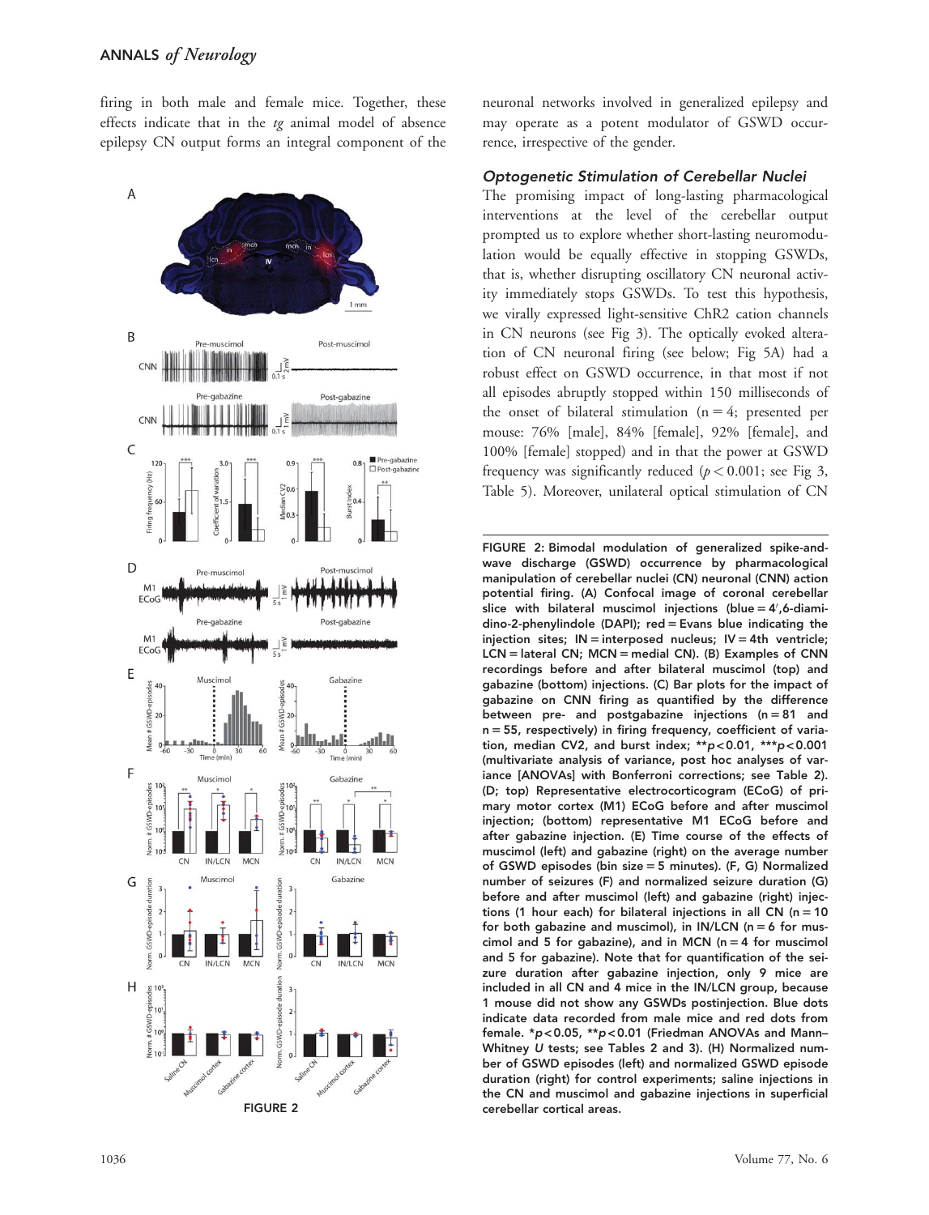firing in both male and female mice. Together, these effects indicate that in the *tg* animal model of absence epilepsy CN output forms an integral component of the neuronal networks involved in generalized epilepsy and may operate as a potent modulator of GSWD occurrence, irrespective of the gender.

### Optogenetic Stimulation of Cerebellar Nuclei

The promising impact of long-lasting pharmacological interventions at the level of the cerebellar output prompted us to explore whether short-lasting neuromodulation would be equally effective in stopping GSWDs, that is, whether disrupting oscillatory CN neuronal activity immediately stops GSWDs. To test this hypothesis, we virally expressed light-sensitive ChR2 cation channels in CN neurons (see Fig 3). The optically evoked alteration of CN neuronal firing (see below; Fig 5A) had a robust effect on GSWD occurrence, in that most if not all episodes abruptly stopped within 150 milliseconds of the onset of bilateral stimulation (n = 4; presented per mouse: 76% [male], 84% [female], 92% [female], and 100% [female] stopped) and in that the power at GSWD frequency was significantly reduced ($p < 0.001$; see Fig 3, Table 5). Moreover, unilateral optical stimulation of CN

FIGURE 2: Bimodal modulation of generalized spike-and-wave discharge (GSWD) occurrence by pharmacological manipulation of cerebellar nuclei (CN) neuronal (CNN) action potential firing. (A) Confocal image of coronal cerebellar slice with bilateral muscimol injections (blue = 4′,6-diamidino-2-phenylindole (DAPI); red = Evans blue indicating the injection sites; IN = interposed nucleus; IV = 4th ventricle; LCN = lateral CN; MCN = medial CN). (B) Examples of CNN recordings before and after bilateral muscimol (top) and gabazine (bottom) injections. (C) Bar plots for the impact of gabazine on CNN firing as quantified by the difference between pre- and postgabazine injections (n = 81 and n = 55, respectively) in firing frequency, coefficient of variation, median CV2, and burst index; $^{**}p < 0.01$, $^{***}p < 0.001$ (multivariate analysis of variance, post hoc analyses of variance [ANOVAs] with Bonferroni corrections; see Table 2). (D; top) Representative electrocorticogram (ECoG) of primary motor cortex (M1) ECoG before and after muscimol injection; (bottom) representative M1 ECoG before and after gabazine injection. (E) Time course of the effects of muscimol (left) and gabazine (right) on the average number of GSWD episodes (bin size = 5 minutes). (F, G) Normalized number of seizures (F) and normalized seizure duration (G) before and after muscimol (left) and gabazine (right) injections (1 hour each) for bilateral injections in all CN (n = 10 for both gabazine and muscimol), in IN/LCN (n = 6 for muscimol and 5 for gabazine), and in MCN (n = 4 for muscimol and 5 for gabazine). Note that for quantification of the seizure duration after gabazine injection, only 9 mice are included in all CN and 4 mice in the IN/LCN group, because 1 mouse did not show any GSWDs postinjection. Blue dots indicate data recorded from male mice and red dots from female. $^{*}p < 0.05$, $^{**}p < 0.01$ (Friedman ANOVAs and Mann–Whitney *U* tests; see Tables 2 and 3). (H) Normalized number of GSWD episodes (left) and normalized GSWD episode duration (right) for control experiments; saline injections in the CN and muscimol and gabazine injections in superficial cerebellar cortical areas.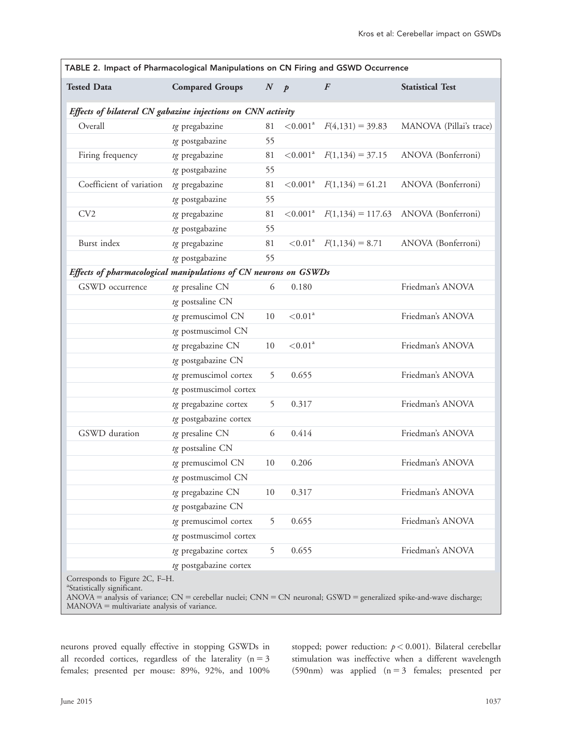**TABLE 2. Impact of Pharmacological Manipulations on CN Firing and GSWD Occurrence**

| Tested Data | Compared Groups | *N* | *p* | *F* | Statistical Test |
|---|---|---|---|---|---|
| ***Effects of bilateral CN gabazine injections on CNN activity*** | | | | | |
| Overall | *tg* pregabazine | 81 | <0.001[a] | $F(4,131) = 39.83$ | MANOVA (Pillai's trace) |
| | *tg* postgabazine | 55 | | | |
| Firing frequency | *tg* pregabazine | 81 | <0.001[a] | $F(1,134) = 37.15$ | ANOVA (Bonferroni) |
| | *tg* postgabazine | 55 | | | |
| Coefficient of variation | *tg* pregabazine | 81 | <0.001[a] | $F(1,134) = 61.21$ | ANOVA (Bonferroni) |
| | *tg* postgabazine | 55 | | | |
| CV2 | *tg* pregabazine | 81 | <0.001[a] | $F(1,134) = 117.63$ | ANOVA (Bonferroni) |
| | *tg* postgabazine | 55 | | | |
| Burst index | *tg* pregabazine | 81 | <0.01[a] | $F(1,134) = 8.71$ | ANOVA (Bonferroni) |
| | *tg* postgabazine | 55 | | | |
| ***Effects of pharmacological manipulations of CN neurons on GSWDs*** | | | | | |
| GSWD occurrence | *tg* presaline CN | 6 | 0.180 | | Friedman's ANOVA |
| | *tg* postsaline CN | | | | |
| | *tg* premuscimol CN | 10 | <0.01[a] | | Friedman's ANOVA |
| | *tg* postmuscimol CN | | | | |
| | *tg* pregabazine CN | 10 | <0.01[a] | | Friedman's ANOVA |
| | *tg* postgabazine CN | | | | |
| | *tg* premuscimol cortex | 5 | 0.655 | | Friedman's ANOVA |
| | *tg* postmuscimol cortex | | | | |
| | *tg* pregabazine cortex | 5 | 0.317 | | Friedman's ANOVA |
| | *tg* postgabazine cortex | | | | |
| GSWD duration | *tg* presaline CN | 6 | 0.414 | | Friedman's ANOVA |
| | *tg* postsaline CN | | | | |
| | *tg* premuscimol CN | 10 | 0.206 | | Friedman's ANOVA |
| | *tg* postmuscimol CN | | | | |
| | *tg* pregabazine CN | 10 | 0.317 | | Friedman's ANOVA |
| | *tg* postgabazine CN | | | | |
| | *tg* premuscimol cortex | 5 | 0.655 | | Friedman's ANOVA |
| | *tg* postmuscimol cortex | | | | |
| | *tg* pregabazine cortex | 5 | 0.655 | | Friedman's ANOVA |
| | *tg* postgabazine cortex | | | | |

Corresponds to Figure 2C, F–H.
[a]Statistically significant.
ANOVA = analysis of variance; CN = cerebellar nuclei; CNN = CN neuronal; GSWD = generalized spike-and-wave discharge; MANOVA = multivariate analysis of variance.

neurons proved equally effective in stopping GSWDs in all recorded cortices, regardless of the laterality (n = 3 females; presented per mouse: 89%, 92%, and 100% stopped; power reduction: $p < 0.001$). Bilateral cerebellar stimulation was ineffective when a different wavelength (590nm) was applied (n = 3 females; presented per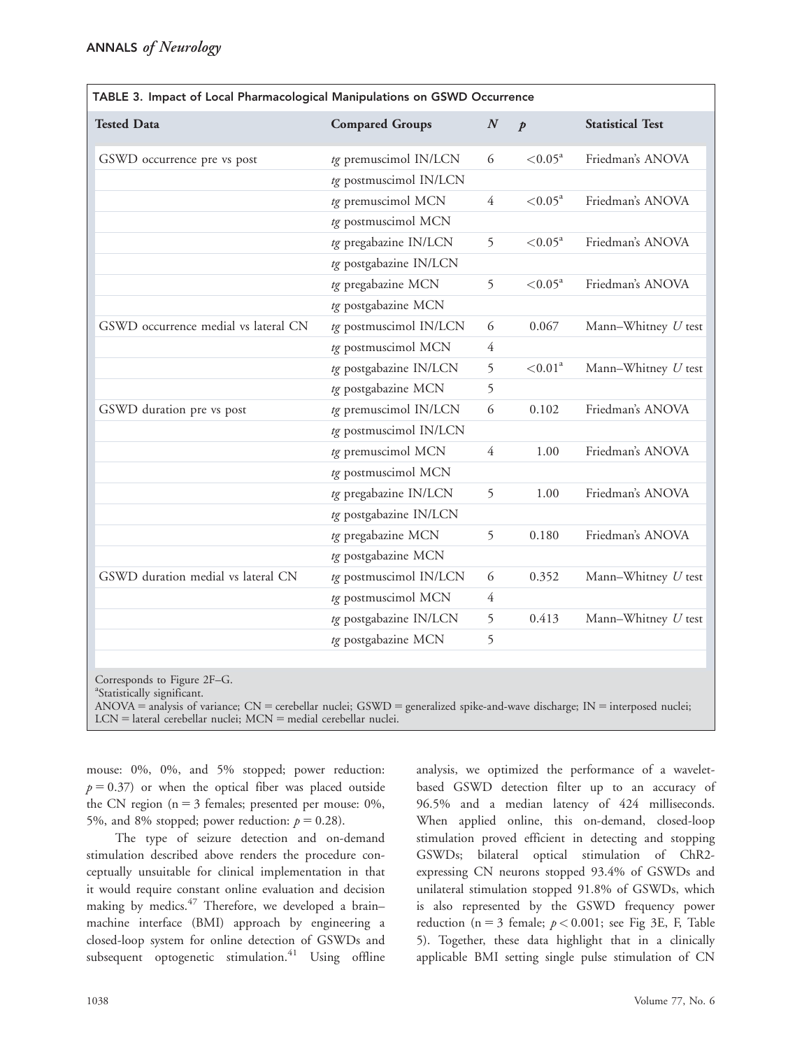TABLE 3. Impact of Local Pharmacological Manipulations on GSWD Occurrence

| Tested Data | Compared Groups | *N* | *p* | Statistical Test |
|---|---|---|---|---|
| GSWD occurrence pre vs post | *tg* premuscimol IN/LCN | 6 | <0.05[a] | Friedman's ANOVA |
| | *tg* postmuscimol IN/LCN | | | |
| | *tg* premuscimol MCN | 4 | <0.05[a] | Friedman's ANOVA |
| | *tg* postmuscimol MCN | | | |
| | *tg* pregabazine IN/LCN | 5 | <0.05[a] | Friedman's ANOVA |
| | *tg* postgabazine IN/LCN | | | |
| | *tg* pregabazine MCN | 5 | <0.05[a] | Friedman's ANOVA |
| | *tg* postgabazine MCN | | | |
| GSWD occurrence medial vs lateral CN | *tg* postmuscimol IN/LCN | 6 | 0.067 | Mann–Whitney *U* test |
| | *tg* postmuscimol MCN | 4 | | |
| | *tg* postgabazine IN/LCN | 5 | <0.01[a] | Mann–Whitney *U* test |
| | *tg* postgabazine MCN | 5 | | |
| GSWD duration pre vs post | *tg* premuscimol IN/LCN | 6 | 0.102 | Friedman's ANOVA |
| | *tg* postmuscimol IN/LCN | | | |
| | *tg* premuscimol MCN | 4 | 1.00 | Friedman's ANOVA |
| | *tg* postmuscimol MCN | | | |
| | *tg* pregabazine IN/LCN | 5 | 1.00 | Friedman's ANOVA |
| | *tg* postgabazine IN/LCN | | | |
| | *tg* pregabazine MCN | 5 | 0.180 | Friedman's ANOVA |
| | *tg* postgabazine MCN | | | |
| GSWD duration medial vs lateral CN | *tg* postmuscimol IN/LCN | 6 | 0.352 | Mann–Whitney *U* test |
| | *tg* postmuscimol MCN | 4 | | |
| | *tg* postgabazine IN/LCN | 5 | 0.413 | Mann–Whitney *U* test |
| | *tg* postgabazine MCN | 5 | | |

Corresponds to Figure 2F–G.
[a]Statistically significant.
ANOVA = analysis of variance; CN = cerebellar nuclei; GSWD = generalized spike-and-wave discharge; IN = interposed nuclei; LCN = lateral cerebellar nuclei; MCN = medial cerebellar nuclei.

mouse: 0%, 0%, and 5% stopped; power reduction: $p = 0.37$) or when the optical fiber was placed outside the CN region (n = 3 females; presented per mouse: 0%, 5%, and 8% stopped; power reduction: $p = 0.28$).

The type of seizure detection and on-demand stimulation described above renders the procedure conceptually unsuitable for clinical implementation in that it would require constant online evaluation and decision making by medics.[47] Therefore, we developed a brain–machine interface (BMI) approach by engineering a closed-loop system for online detection of GSWDs and subsequent optogenetic stimulation.[41] Using offline analysis, we optimized the performance of a wavelet-based GSWD detection filter up to an accuracy of 96.5% and a median latency of 424 milliseconds. When applied online, this on-demand, closed-loop stimulation proved efficient in detecting and stopping GSWDs; bilateral optical stimulation of ChR2-expressing CN neurons stopped 93.4% of GSWDs and unilateral stimulation stopped 91.8% of GSWDs, which is also represented by the GSWD frequency power reduction (n = 3 female; $p < 0.001$; see Fig 3E, F, Table 5). Together, these data highlight that in a clinically applicable BMI setting single pulse stimulation of CN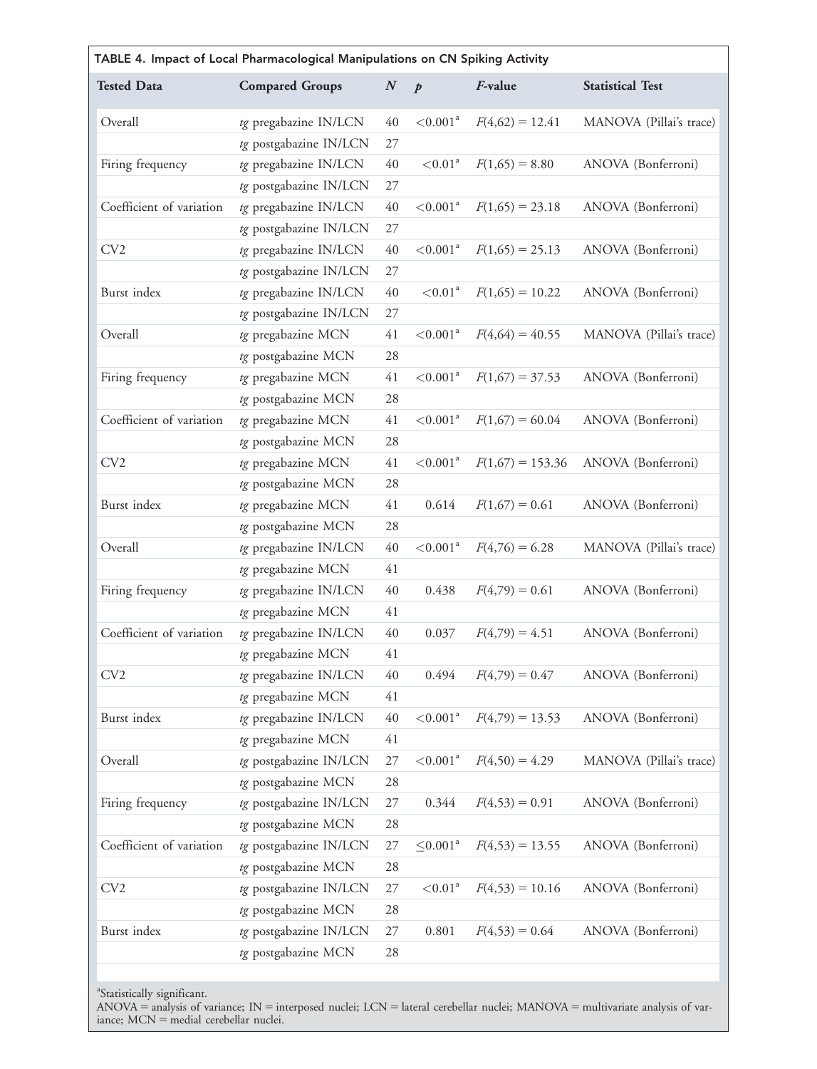**TABLE 4. Impact of Local Pharmacological Manipulations on CN Spiking Activity**

| Tested Data | Compared Groups | N | p | F-value | Statistical Test |
|---|---|---|---|---|---|
| Overall | *tg* pregabazine IN/LCN | 40 | <0.001[a] | $F(4,62) = 12.41$ | MANOVA (Pillai's trace) |
| | *tg* postgabazine IN/LCN | 27 | | | |
| Firing frequency | *tg* pregabazine IN/LCN | 40 | <0.01[a] | $F(1,65) = 8.80$ | ANOVA (Bonferroni) |
| | *tg* postgabazine IN/LCN | 27 | | | |
| Coefficient of variation | *tg* pregabazine IN/LCN | 40 | <0.001[a] | $F(1,65) = 23.18$ | ANOVA (Bonferroni) |
| | *tg* postgabazine IN/LCN | 27 | | | |
| CV2 | *tg* pregabazine IN/LCN | 40 | <0.001[a] | $F(1,65) = 25.13$ | ANOVA (Bonferroni) |
| | *tg* postgabazine IN/LCN | 27 | | | |
| Burst index | *tg* pregabazine IN/LCN | 40 | <0.01[a] | $F(1,65) = 10.22$ | ANOVA (Bonferroni) |
| | *tg* postgabazine IN/LCN | 27 | | | |
| Overall | *tg* pregabazine MCN | 41 | <0.001[a] | $F(4,64) = 40.55$ | MANOVA (Pillai's trace) |
| | *tg* postgabazine MCN | 28 | | | |
| Firing frequency | *tg* pregabazine MCN | 41 | <0.001[a] | $F(1,67) = 37.53$ | ANOVA (Bonferroni) |
| | *tg* postgabazine MCN | 28 | | | |
| Coefficient of variation | *tg* pregabazine MCN | 41 | <0.001[a] | $F(1,67) = 60.04$ | ANOVA (Bonferroni) |
| | *tg* postgabazine MCN | 28 | | | |
| CV2 | *tg* pregabazine MCN | 41 | <0.001[a] | $F(1,67) = 153.36$ | ANOVA (Bonferroni) |
| | *tg* postgabazine MCN | 28 | | | |
| Burst index | *tg* pregabazine MCN | 41 | 0.614 | $F(1,67) = 0.61$ | ANOVA (Bonferroni) |
| | *tg* postgabazine MCN | 28 | | | |
| Overall | *tg* pregabazine IN/LCN | 40 | <0.001[a] | $F(4,76) = 6.28$ | MANOVA (Pillai's trace) |
| | *tg* pregabazine MCN | 41 | | | |
| Firing frequency | *tg* pregabazine IN/LCN | 40 | 0.438 | $F(4,79) = 0.61$ | ANOVA (Bonferroni) |
| | *tg* pregabazine MCN | 41 | | | |
| Coefficient of variation | *tg* pregabazine IN/LCN | 40 | 0.037 | $F(4,79) = 4.51$ | ANOVA (Bonferroni) |
| | *tg* pregabazine MCN | 41 | | | |
| CV2 | *tg* pregabazine IN/LCN | 40 | 0.494 | $F(4,79) = 0.47$ | ANOVA (Bonferroni) |
| | *tg* pregabazine MCN | 41 | | | |
| Burst index | *tg* pregabazine IN/LCN | 40 | <0.001[a] | $F(4,79) = 13.53$ | ANOVA (Bonferroni) |
| | *tg* pregabazine MCN | 41 | | | |
| Overall | *tg* postgabazine IN/LCN | 27 | <0.001[a] | $F(4,50) = 4.29$ | MANOVA (Pillai's trace) |
| | *tg* postgabazine MCN | 28 | | | |
| Firing frequency | *tg* postgabazine IN/LCN | 27 | 0.344 | $F(4,53) = 0.91$ | ANOVA (Bonferroni) |
| | *tg* postgabazine MCN | 28 | | | |
| Coefficient of variation | *tg* postgabazine IN/LCN | 27 | ≤0.001[a] | $F(4,53) = 13.55$ | ANOVA (Bonferroni) |
| | *tg* postgabazine MCN | 28 | | | |
| CV2 | *tg* postgabazine IN/LCN | 27 | <0.01[a] | $F(4,53) = 10.16$ | ANOVA (Bonferroni) |
| | *tg* postgabazine MCN | 28 | | | |
| Burst index | *tg* postgabazine IN/LCN | 27 | 0.801 | $F(4,53) = 0.64$ | ANOVA (Bonferroni) |
| | *tg* postgabazine MCN | 28 | | | |

[a]Statistically significant.

ANOVA = analysis of variance; IN = interposed nuclei; LCN = lateral cerebellar nuclei; MANOVA = multivariate analysis of variance; MCN = medial cerebellar nuclei.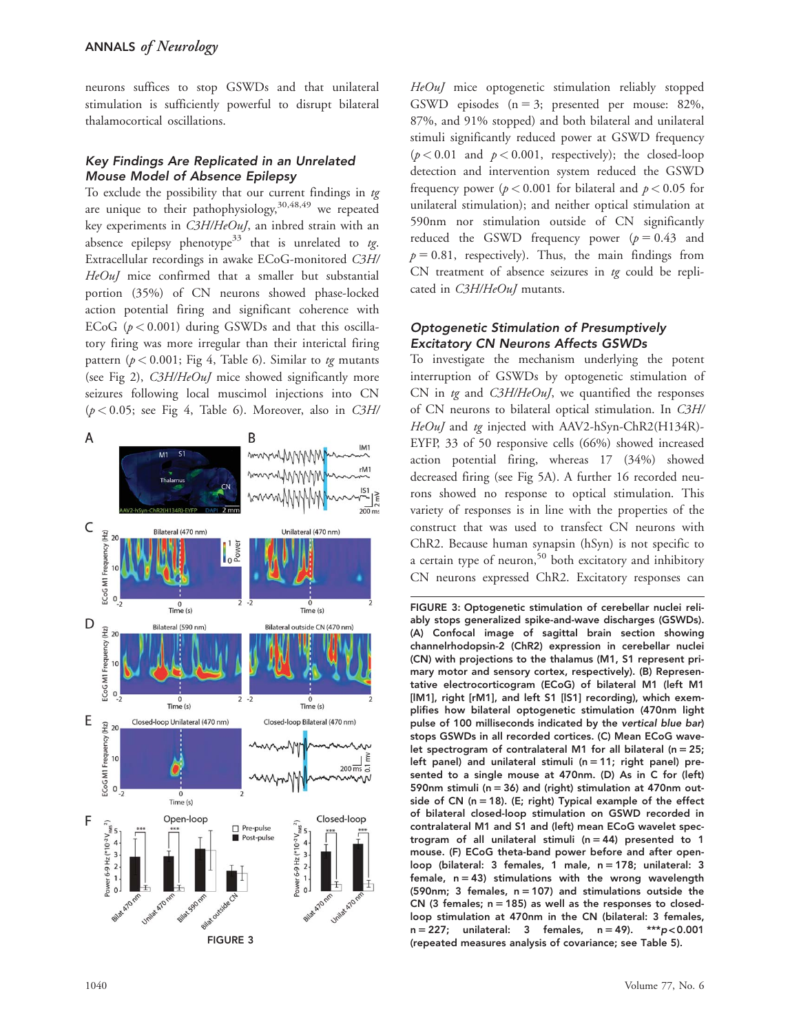neurons suffices to stop GSWDs and that unilateral stimulation is sufficiently powerful to disrupt bilateral thalamocortical oscillations.

### Key Findings Are Replicated in an Unrelated Mouse Model of Absence Epilepsy

To exclude the possibility that our current findings in *tg* are unique to their pathophysiology,[30,48,49] we repeated key experiments in *C3H/HeOuJ*, an inbred strain with an absence epilepsy phenotype[33] that is unrelated to *tg*. Extracellular recordings in awake ECoG-monitored *C3H/HeOuJ* mice confirmed that a smaller but substantial portion (35%) of CN neurons showed phase-locked action potential firing and significant coherence with ECoG ($p < 0.001$) during GSWDs and that this oscillatory firing was more irregular than their interictal firing pattern ($p < 0.001$; Fig 4, Table 6). Similar to *tg* mutants (see Fig 2), *C3H/HeOuJ* mice showed significantly more seizures following local muscimol injections into CN ($p < 0.05$; see Fig 4, Table 6). Moreover, also in *C3H/HeOuJ* mice optogenetic stimulation reliably stopped GSWD episodes (n = 3; presented per mouse: 82%, 87%, and 91% stopped) and both bilateral and unilateral stimuli significantly reduced power at GSWD frequency ($p < 0.01$ and $p < 0.001$, respectively); the closed-loop detection and intervention system reduced the GSWD frequency power ($p < 0.001$ for bilateral and $p < 0.05$ for unilateral stimulation); and neither optical stimulation at 590nm nor stimulation outside of CN significantly reduced the GSWD frequency power ($p = 0.43$ and $p = 0.81$, respectively). Thus, the main findings from CN treatment of absence seizures in *tg* could be replicated in *C3H/HeOuJ* mutants.

FIGURE 3: Optogenetic stimulation of cerebellar nuclei reliably stops generalized spike-and-wave discharges (GSWDs). (A) Confocal image of sagittal brain section showing channelrhodopsin-2 (ChR2) expression in cerebellar nuclei (CN) with projections to the thalamus (M1, S1 represent primary motor and sensory cortex, respectively). (B) Representative electrocorticogram (ECoG) of bilateral M1 (left M1 [lM1], right [rM1], and left S1 [lS1] recording), which exemplifies how bilateral optogenetic stimulation (470nm light pulse of 100 milliseconds indicated by the *vertical blue bar*) stops GSWDs in all recorded cortices. (C) Mean ECoG wavelet spectrogram of contralateral M1 for all bilateral (n = 25; left panel) and unilateral stimuli (n = 11; right panel) presented to a single mouse at 470nm. (D) As in C for (left) 590nm stimuli (n = 36) and (right) stimulation at 470nm outside of CN (n = 18). (E; right) Typical example of the effect of bilateral closed-loop stimulation on GSWD recorded in contralateral M1 and S1 and (left) mean ECoG wavelet spectrogram of all unilateral stimuli (n = 44) presented to 1 mouse. (F) ECoG theta-band power before and after open-loop (bilateral: 3 females, 1 male, n = 178; unilateral: 3 female, n = 43) stimulations with the wrong wavelength (590nm; 3 females, n = 107) and stimulations outside the CN (3 females; n = 185) as well as the responses to closed-loop stimulation at 470nm in the CN (bilateral: 3 females, n = 227; unilateral: 3 females, n = 49). ***$p < 0.001$ (repeated measures analysis of covariance; see Table 5).

### Optogenetic Stimulation of Presumptively Excitatory CN Neurons Affects GSWDs

To investigate the mechanism underlying the potent interruption of GSWDs by optogenetic stimulation of CN in *tg* and *C3H/HeOuJ*, we quantified the responses of CN neurons to bilateral optical stimulation. In *C3H/HeOuJ* and *tg* injected with AAV2-hSyn-ChR2(H134R)-EYFP, 33 of 50 responsive cells (66%) showed increased action potential firing, whereas 17 (34%) showed decreased firing (see Fig 5A). A further 16 recorded neurons showed no response to optical stimulation. This variety of responses is in line with the properties of the construct that was used to transfect CN neurons with ChR2. Because human synapsin (hSyn) is not specific to a certain type of neuron,[50] both excitatory and inhibitory CN neurons expressed ChR2. Excitatory responses can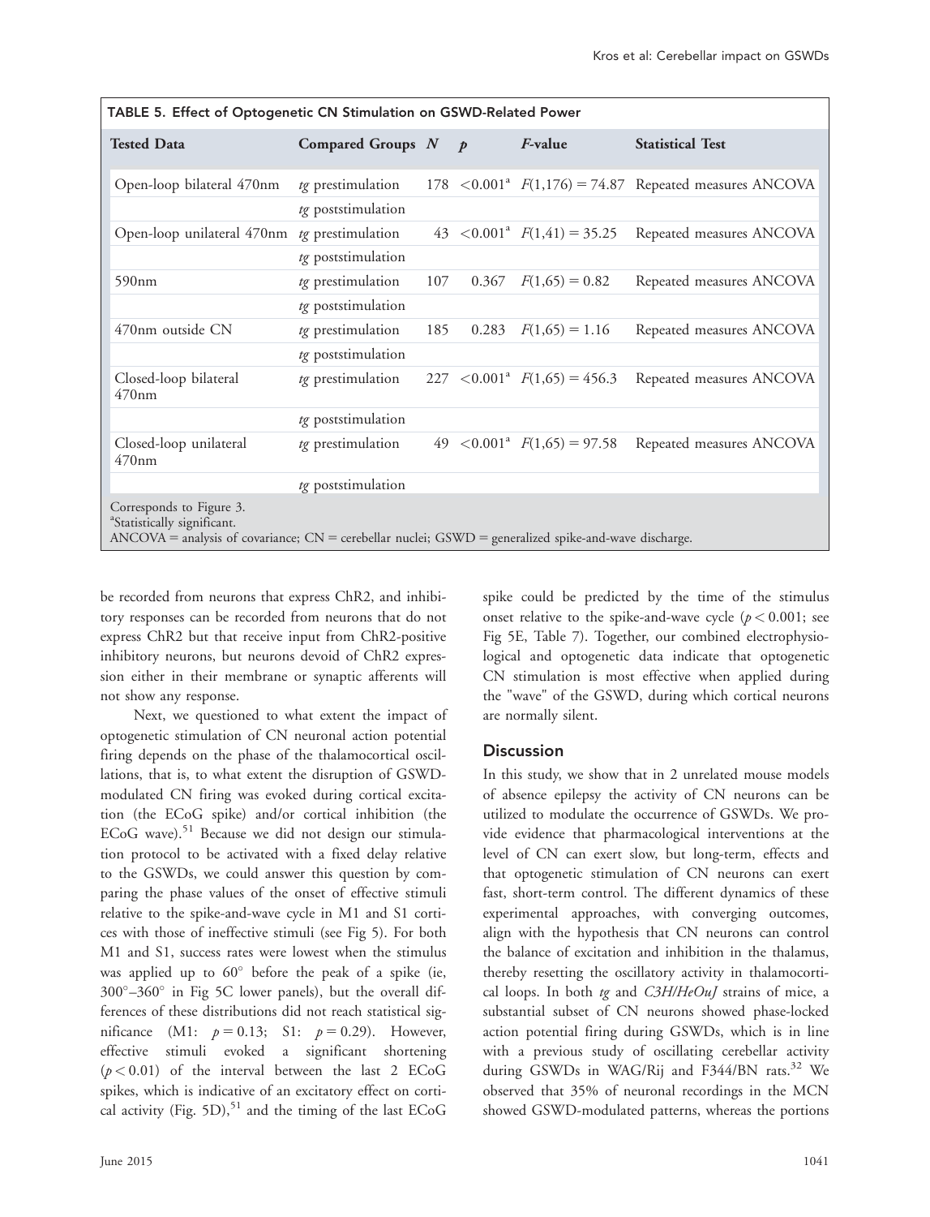TABLE 5. Effect of Optogenetic CN Stimulation on GSWD-Related Power

| Tested Data | Compared Groups | $N$ | $p$ | $F$-value | Statistical Test |
|---|---|---|---|---|---|
| Open-loop bilateral 470nm | *tg* prestimulation | 178 | <0.001[a] | $F(1,176) = 74.87$ | Repeated measures ANCOVA |
| | *tg* poststimulation | | | | |
| Open-loop unilateral 470nm | *tg* prestimulation | 43 | <0.001[a] | $F(1,41) = 35.25$ | Repeated measures ANCOVA |
| | *tg* poststimulation | | | | |
| 590nm | *tg* prestimulation | 107 | 0.367 | $F(1,65) = 0.82$ | Repeated measures ANCOVA |
| | *tg* poststimulation | | | | |
| 470nm outside CN | *tg* prestimulation | 185 | 0.283 | $F(1,65) = 1.16$ | Repeated measures ANCOVA |
| | *tg* poststimulation | | | | |
| Closed-loop bilateral 470nm | *tg* prestimulation | 227 | <0.001[a] | $F(1,65) = 456.3$ | Repeated measures ANCOVA |
| | *tg* poststimulation | | | | |
| Closed-loop unilateral 470nm | *tg* prestimulation | 49 | <0.001[a] | $F(1,65) = 97.58$ | Repeated measures ANCOVA |
| | *tg* poststimulation | | | | |

Corresponds to Figure 3.
[a]Statistically significant.
ANCOVA = analysis of covariance; CN = cerebellar nuclei; GSWD = generalized spike-and-wave discharge.

be recorded from neurons that express ChR2, and inhibitory responses can be recorded from neurons that do not express ChR2 but that receive input from ChR2-positive inhibitory neurons, but neurons devoid of ChR2 expression either in their membrane or synaptic afferents will not show any response.

Next, we questioned to what extent the impact of optogenetic stimulation of CN neuronal action potential firing depends on the phase of the thalamocortical oscillations, that is, to what extent the disruption of GSWD-modulated CN firing was evoked during cortical excitation (the ECoG spike) and/or cortical inhibition (the ECoG wave).[51] Because we did not design our stimulation protocol to be activated with a fixed delay relative to the GSWDs, we could answer this question by comparing the phase values of the onset of effective stimuli relative to the spike-and-wave cycle in M1 and S1 cortices with those of ineffective stimuli (see Fig 5). For both M1 and S1, success rates were lowest when the stimulus was applied up to 60° before the peak of a spike (ie, 300°–360° in Fig 5C lower panels), but the overall differences of these distributions did not reach statistical significance (M1: $p = 0.13$; S1: $p = 0.29$). However, effective stimuli evoked a significant shortening ($p < 0.01$) of the interval between the last 2 ECoG spikes, which is indicative of an excitatory effect on cortical activity (Fig. 5D),[51] and the timing of the last ECoG spike could be predicted by the time of the stimulus onset relative to the spike-and-wave cycle ($p < 0.001$; see Fig 5E, Table 7). Together, our combined electrophysiological and optogenetic data indicate that optogenetic CN stimulation is most effective when applied during the "wave" of the GSWD, during which cortical neurons are normally silent.

## Discussion

In this study, we show that in 2 unrelated mouse models of absence epilepsy the activity of CN neurons can be utilized to modulate the occurrence of GSWDs. We provide evidence that pharmacological interventions at the level of CN can exert slow, but long-term, effects and that optogenetic stimulation of CN neurons can exert fast, short-term control. The different dynamics of these experimental approaches, with converging outcomes, align with the hypothesis that CN neurons can control the balance of excitation and inhibition in the thalamus, thereby resetting the oscillatory activity in thalamocortical loops. In both *tg* and *C3H/HeOuJ* strains of mice, a substantial subset of CN neurons showed phase-locked action potential firing during GSWDs, which is in line with a previous study of oscillating cerebellar activity during GSWDs in WAG/Rij and F344/BN rats.[32] We observed that 35% of neuronal recordings in the MCN showed GSWD-modulated patterns, whereas the portions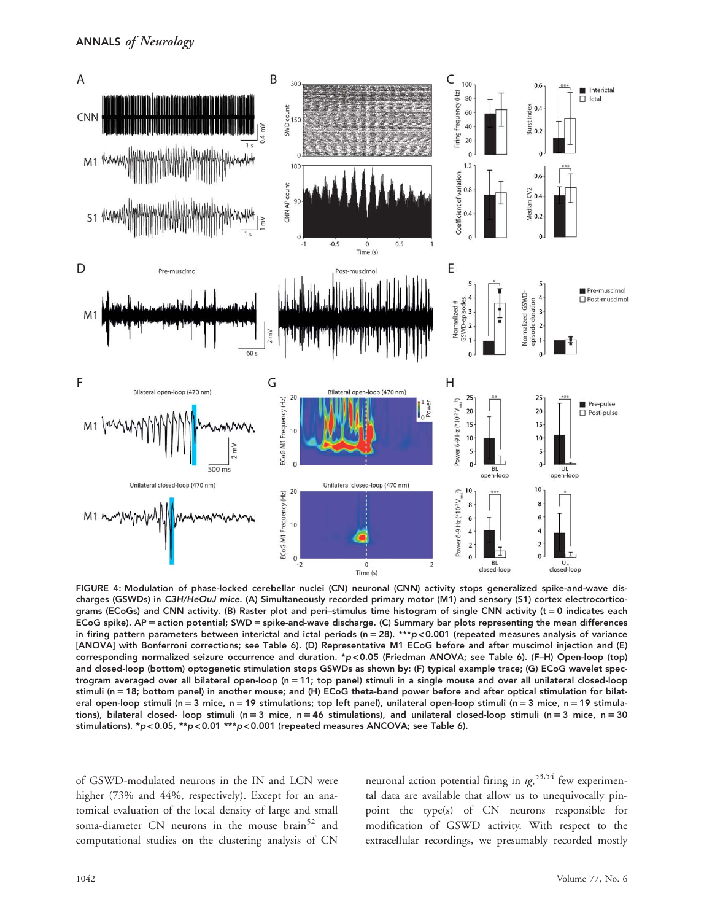FIGURE 4: Modulation of phase-locked cerebellar nuclei (CN) neuronal (CNN) activity stops generalized spike-and-wave discharges (GSWDs) in *C3H/HeOuJ mice*. (A) Simultaneously recorded primary motor (M1) and sensory (S1) cortex electrocorticograms (ECoGs) and CNN activity. (B) Raster plot and peri–stimulus time histogram of single CNN activity (t = 0 indicates each ECoG spike). AP = action potential; SWD = spike-and-wave discharge. (C) Summary bar plots representing the mean differences in firing pattern parameters between interictal and ictal periods (n = 28). ***$p < 0.001$ (repeated measures analysis of variance [ANOVA] with Bonferroni corrections; see Table 6). (D) Representative M1 ECoG before and after muscimol injection and (E) corresponding normalized seizure occurrence and duration. *$p < 0.05$ (Friedman ANOVA; see Table 6). (F–H) Open-loop (top) and closed-loop (bottom) optogenetic stimulation stops GSWDs as shown by: (F) typical example trace; (G) ECoG wavelet spectrogram averaged over all bilateral open-loop (n = 11; top panel) stimuli in a single mouse and over all unilateral closed-loop stimuli (n = 18; bottom panel) in another mouse; and (H) ECoG theta-band power before and after optical stimulation for bilateral open-loop stimuli (n = 3 mice, n = 19 stimulations; top left panel), unilateral open-loop stimuli (n = 3 mice, n = 19 stimulations), bilateral closed- loop stimuli (n = 3 mice, n = 46 stimulations), and unilateral closed-loop stimuli (n = 3 mice, n = 30 stimulations). *$p < 0.05$, **$p < 0.01$ ***$p < 0.001$ (repeated measures ANCOVA; see Table 6).

of GSWD-modulated neurons in the IN and LCN were higher (73% and 44%, respectively). Except for an anatomical evaluation of the local density of large and small soma-diameter CN neurons in the mouse brain[52] and computational studies on the clustering analysis of CN neuronal action potential firing in *tg*,[53,54] few experimental data are available that allow us to unequivocally pinpoint the type(s) of CN neurons responsible for modification of GSWD activity. With respect to the extracellular recordings, we presumably recorded mostly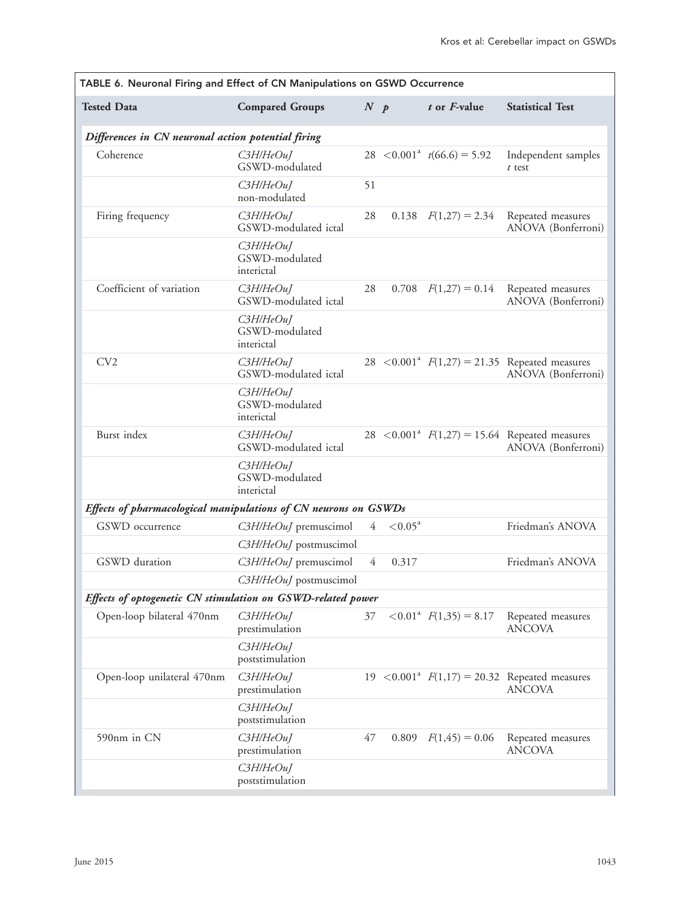**TABLE 6. Neuronal Firing and Effect of CN Manipulations on GSWD Occurrence**

| Tested Data | Compared Groups | N | p | t or F-value | Statistical Test |
|---|---|---|---|---|---|
| ***Differences in CN neuronal action potential firing*** | | | | | |
| Coherence | *C3H/HeOuJ* GSWD-modulated | 28 | $<0.001$[a] | $t(66.6) = 5.92$ | Independent samples $t$ test |
| | *C3H/HeOuJ* non-modulated | 51 | | | |
| Firing frequency | *C3H/HeOuJ* GSWD-modulated ictal | 28 | 0.138 | $F(1,27) = 2.34$ | Repeated measures ANOVA (Bonferroni) |
| | *C3H/HeOuJ* GSWD-modulated interictal | | | | |
| Coefficient of variation | *C3H/HeOuJ* GSWD-modulated ictal | 28 | 0.708 | $F(1,27) = 0.14$ | Repeated measures ANOVA (Bonferroni) |
| | *C3H/HeOuJ* GSWD-modulated interictal | | | | |
| CV2 | *C3H/HeOuJ* GSWD-modulated ictal | 28 | $<0.001$[a] | $F(1,27) = 21.35$ | Repeated measures ANOVA (Bonferroni) |
| | *C3H/HeOuJ* GSWD-modulated interictal | | | | |
| Burst index | *C3H/HeOuJ* GSWD-modulated ictal | 28 | $<0.001$[a] | $F(1,27) = 15.64$ | Repeated measures ANOVA (Bonferroni) |
| | *C3H/HeOuJ* GSWD-modulated interictal | | | | |
| ***Effects of pharmacological manipulations of CN neurons on GSWDs*** | | | | | |
| GSWD occurrence | *C3H/HeOuJ* premuscimol | 4 | $<0.05$[a] | | Friedman's ANOVA |
| | *C3H/HeOuJ* postmuscimol | | | | |
| GSWD duration | *C3H/HeOuJ* premuscimol | 4 | 0.317 | | Friedman's ANOVA |
| | *C3H/HeOuJ* postmuscimol | | | | |
| ***Effects of optogenetic CN stimulation on GSWD-related power*** | | | | | |
| Open-loop bilateral 470nm | *C3H/HeOuJ* prestimulation | 37 | $<0.01$[a] | $F(1,35) = 8.17$ | Repeated measures ANCOVA |
| | *C3H/HeOuJ* poststimulation | | | | |
| Open-loop unilateral 470nm | *C3H/HeOuJ* prestimulation | 19 | $<0.001$[a] | $F(1,17) = 20.32$ | Repeated measures ANCOVA |
| | *C3H/HeOuJ* poststimulation | | | | |
| 590nm in CN | *C3H/HeOuJ* prestimulation | 47 | 0.809 | $F(1,45) = 0.06$ | Repeated measures ANCOVA |
| | *C3H/HeOuJ* poststimulation | | | | |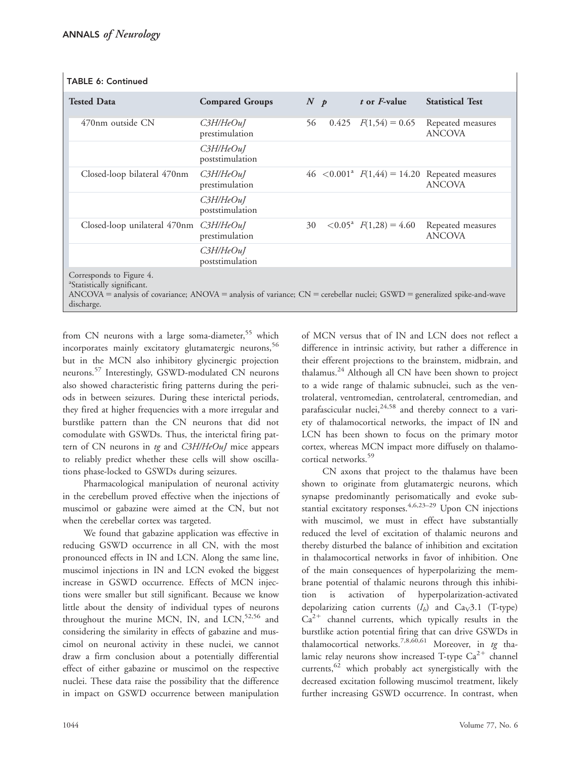TABLE 6: Continued

| Tested Data | Compared Groups | N | p | t or F-value | Statistical Test |
|---|---|---|---|---|---|
| 470nm outside CN | *C3H/HeOuJ* prestimulation | 56 | 0.425 | $F(1,54) = 0.65$ | Repeated measures ANCOVA |
| | *C3H/HeOuJ* poststimulation | | | | |
| Closed-loop bilateral 470nm | *C3H/HeOuJ* prestimulation | 46 | $<0.001$[a] | $F(1,44) = 14.20$ | Repeated measures ANCOVA |
| | *C3H/HeOuJ* poststimulation | | | | |
| Closed-loop unilateral 470nm | *C3H/HeOuJ* prestimulation | 30 | $<0.05$[a] | $F(1,28) = 4.60$ | Repeated measures ANCOVA |
| | *C3H/HeOuJ* poststimulation | | | | |

Corresponds to Figure 4.
[a]Statistically significant.
ANCOVA = analysis of covariance; ANOVA = analysis of variance; CN = cerebellar nuclei; GSWD = generalized spike-and-wave discharge.

from CN neurons with a large soma-diameter,[55] which incorporates mainly excitatory glutamatergic neurons,[56] but in the MCN also inhibitory glycinergic projection neurons.[57] Interestingly, GSWD-modulated CN neurons also showed characteristic firing patterns during the periods in between seizures. During these interictal periods, they fired at higher frequencies with a more irregular and burstlike pattern than the CN neurons that did not comodulate with GSWDs. Thus, the interictal firing pattern of CN neurons in *tg* and *C3H/HeOuJ* mice appears to reliably predict whether these cells will show oscillations phase-locked to GSWDs during seizures.

Pharmacological manipulation of neuronal activity in the cerebellum proved effective when the injections of muscimol or gabazine were aimed at the CN, but not when the cerebellar cortex was targeted.

We found that gabazine application was effective in reducing GSWD occurrence in all CN, with the most pronounced effects in IN and LCN. Along the same line, muscimol injections in IN and LCN evoked the biggest increase in GSWD occurrence. Effects of MCN injections were smaller but still significant. Because we know little about the density of individual types of neurons throughout the murine MCN, IN, and LCN,[52,56] and considering the similarity in effects of gabazine and muscimol on neuronal activity in these nuclei, we cannot draw a firm conclusion about a potentially differential effect of either gabazine or muscimol on the respective nuclei. These data raise the possibility that the difference in impact on GSWD occurrence between manipulation of MCN versus that of IN and LCN does not reflect a difference in intrinsic activity, but rather a difference in their efferent projections to the brainstem, midbrain, and thalamus.[24] Although all CN have been shown to project to a wide range of thalamic subnuclei, such as the ventrolateral, ventromedian, centrolateral, centromedian, and parafascicular nuclei,[24,58] and thereby connect to a variety of thalamocortical networks, the impact of IN and LCN has been shown to focus on the primary motor cortex, whereas MCN impact more diffusely on thalamocortical networks.[59]

CN axons that project to the thalamus have been shown to originate from glutamatergic neurons, which synapse predominantly perisomatically and evoke substantial excitatory responses.[4,6,23–29] Upon CN injections with muscimol, we must in effect have substantially reduced the level of excitation of thalamic neurons and thereby disturbed the balance of inhibition and excitation in thalamocortical networks in favor of inhibition. One of the main consequences of hyperpolarizing the membrane potential of thalamic neurons through this inhibition is activation of hyperpolarization-activated depolarizing cation currents ($I_h$) and $Ca_V3.1$ (T-type) $Ca^{2+}$ channel currents, which typically results in the burstlike action potential firing that can drive GSWDs in thalamocortical networks.[7,8,60,61] Moreover, in *tg* thalamic relay neurons show increased T-type $Ca^{2+}$ channel currents,[62] which probably act synergistically with the decreased excitation following muscimol treatment, likely further increasing GSWD occurrence. In contrast, when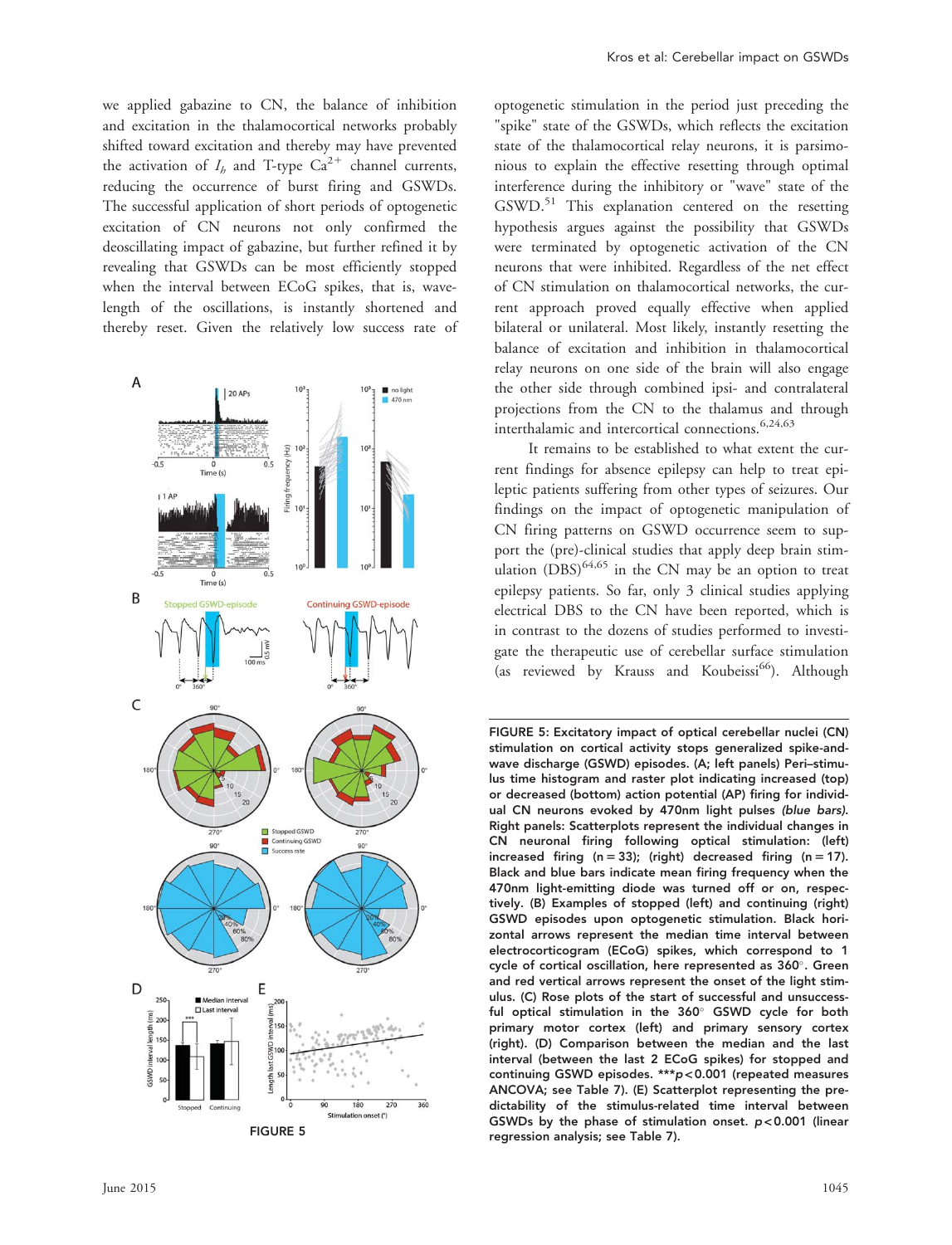we applied gabazine to CN, the balance of inhibition and excitation in the thalamocortical networks probably shifted toward excitation and thereby may have prevented the activation of $I_h$ and T-type $Ca^{2+}$ channel currents, reducing the occurrence of burst firing and GSWDs. The successful application of short periods of optogenetic excitation of CN neurons not only confirmed the deoscillating impact of gabazine, but further refined it by revealing that GSWDs can be most efficiently stopped when the interval between ECoG spikes, that is, wavelength of the oscillations, is instantly shortened and thereby reset. Given the relatively low success rate of optogenetic stimulation in the period just preceding the "spike" state of the GSWDs, which reflects the excitation state of the thalamocortical relay neurons, it is parsimonious to explain the effective resetting through optimal interference during the inhibitory or "wave" state of the GSWD.[51] This explanation centered on the resetting hypothesis argues against the possibility that GSWDs were terminated by optogenetic activation of the CN neurons that were inhibited. Regardless of the net effect of CN stimulation on thalamocortical networks, the current approach proved equally effective when applied bilateral or unilateral. Most likely, instantly resetting the balance of excitation and inhibition in thalamocortical relay neurons on one side of the brain will also engage the other side through combined ipsi- and contralateral projections from the CN to the thalamus and through interthalamic and intercortical connections.[6,24,63]

It remains to be established to what extent the current findings for absence epilepsy can help to treat epileptic patients suffering from other types of seizures. Our findings on the impact of optogenetic manipulation of CN firing patterns on GSWD occurrence seem to support the (pre)-clinical studies that apply deep brain stimulation (DBS)[64,65] in the CN may be an option to treat epilepsy patients. So far, only 3 clinical studies applying electrical DBS to the CN have been reported, which is in contrast to the dozens of studies performed to investigate the therapeutic use of cerebellar surface stimulation (as reviewed by Krauss and Koubeissi[66]). Although

FIGURE 5: Excitatory impact of optical cerebellar nuclei (CN) stimulation on cortical activity stops generalized spike-and-wave discharge (GSWD) episodes. (A; left panels) Peri–stimulus time histogram and raster plot indicating increased (top) or decreased (bottom) action potential (AP) firing for individual CN neurons evoked by 470nm light pulses *(blue bars)*. Right panels: Scatterplots represent the individual changes in CN neuronal firing following optical stimulation: (left) increased firing (n = 33); (right) decreased firing (n = 17). Black and blue bars indicate mean firing frequency when the 470nm light-emitting diode was turned off or on, respectively. (B) Examples of stopped (left) and continuing (right) GSWD episodes upon optogenetic stimulation. Black horizontal arrows represent the median time interval between electrocorticogram (ECoG) spikes, which correspond to 1 cycle of cortical oscillation, here represented as 360°. Green and red vertical arrows represent the onset of the light stimulus. (C) Rose plots of the start of successful and unsuccessful optical stimulation in the 360° GSWD cycle for both primary motor cortex (left) and primary sensory cortex (right). (D) Comparison between the median and the last interval (between the last 2 ECoG spikes) for stopped and continuing GSWD episodes. ***$p < 0.001$ (repeated measures ANCOVA; see Table 7). (E) Scatterplot representing the predictability of the stimulus-related time interval between GSWDs by the phase of stimulation onset. $p < 0.001$ (linear regression analysis; see Table 7).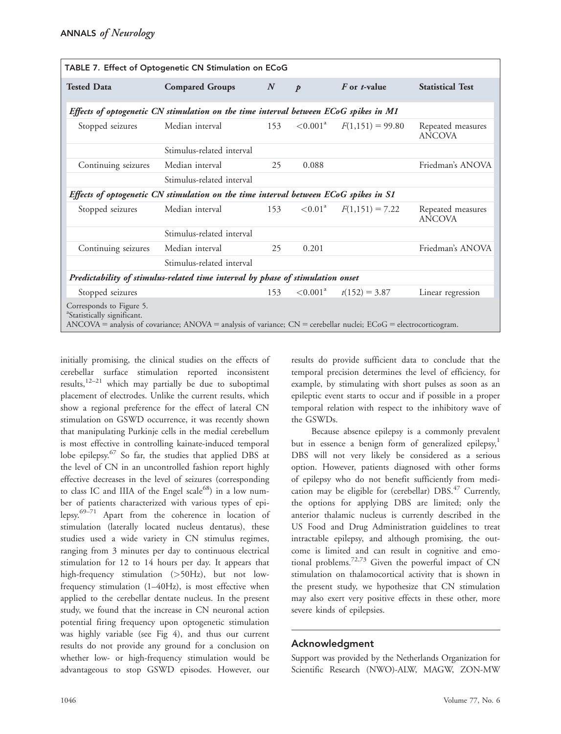TABLE 7. Effect of Optogenetic CN Stimulation on ECoG

| Tested Data | Compared Groups | $N$ | $p$ | $F$ or $t$-value | Statistical Test |
|---|---|---|---|---|---|
| ***Effects of optogenetic CN stimulation on the time interval between ECoG spikes in M1*** | | | | | |
| Stopped seizures | Median interval | 153 | $<0.001$[a] | $F(1,151) = 99.80$ | Repeated measures ANCOVA |
| | Stimulus-related interval | | | | |
| Continuing seizures | Median interval | 25 | 0.088 | | Friedman's ANOVA |
| | Stimulus-related interval | | | | |
| ***Effects of optogenetic CN stimulation on the time interval between ECoG spikes in S1*** | | | | | |
| Stopped seizures | Median interval | 153 | $<0.01$[a] | $F(1,151) = 7.22$ | Repeated measures ANCOVA |
| | Stimulus-related interval | | | | |
| Continuing seizures | Median interval | 25 | 0.201 | | Friedman's ANOVA |
| | Stimulus-related interval | | | | |
| ***Predictability of stimulus-related time interval by phase of stimulation onset*** | | | | | |
| Stopped seizures | | 153 | $<0.001$[a] | $t(152) = 3.87$ | Linear regression |

Corresponds to Figure 5.
[a]Statistically significant.
ANCOVA = analysis of covariance; ANOVA = analysis of variance; CN = cerebellar nuclei; ECoG = electrocorticogram.

initially promising, the clinical studies on the effects of cerebellar surface stimulation reported inconsistent results,[12–21] which may partially be due to suboptimal placement of electrodes. Unlike the current results, which show a regional preference for the effect of lateral CN stimulation on GSWD occurrence, it was recently shown that manipulating Purkinje cells in the medial cerebellum is most effective in controlling kainate-induced temporal lobe epilepsy.[67] So far, the studies that applied DBS at the level of CN in an uncontrolled fashion report highly effective decreases in the level of seizures (corresponding to class IC and IIIA of the Engel scale[68]) in a low number of patients characterized with various types of epilepsy.[69–71] Apart from the coherence in location of stimulation (laterally located nucleus dentatus), these studies used a wide variety in CN stimulus regimes, ranging from 3 minutes per day to continuous electrical stimulation for 12 to 14 hours per day. It appears that high-frequency stimulation (>50Hz), but not low-frequency stimulation (1–40Hz), is most effective when applied to the cerebellar dentate nucleus. In the present study, we found that the increase in CN neuronal action potential firing frequency upon optogenetic stimulation was highly variable (see Fig 4), and thus our current results do not provide any ground for a conclusion on whether low- or high-frequency stimulation would be advantageous to stop GSWD episodes. However, our results do provide sufficient data to conclude that the temporal precision determines the level of efficiency, for example, by stimulating with short pulses as soon as an epileptic event starts to occur and if possible in a proper temporal relation with respect to the inhibitory wave of the GSWDs.

Because absence epilepsy is a commonly prevalent but in essence a benign form of generalized epilepsy,[1] DBS will not very likely be considered as a serious option. However, patients diagnosed with other forms of epilepsy who do not benefit sufficiently from medication may be eligible for (cerebellar) DBS.[47] Currently, the options for applying DBS are limited; only the anterior thalamic nucleus is currently described in the US Food and Drug Administration guidelines to treat intractable epilepsy, and although promising, the outcome is limited and can result in cognitive and emotional problems.[72,73] Given the powerful impact of CN stimulation on thalamocortical activity that is shown in the present study, we hypothesize that CN stimulation may also exert very positive effects in these other, more severe kinds of epilepsies.

## Acknowledgment

Support was provided by the Netherlands Organization for Scientific Research (NWO)-ALW, MAGW, ZON-MW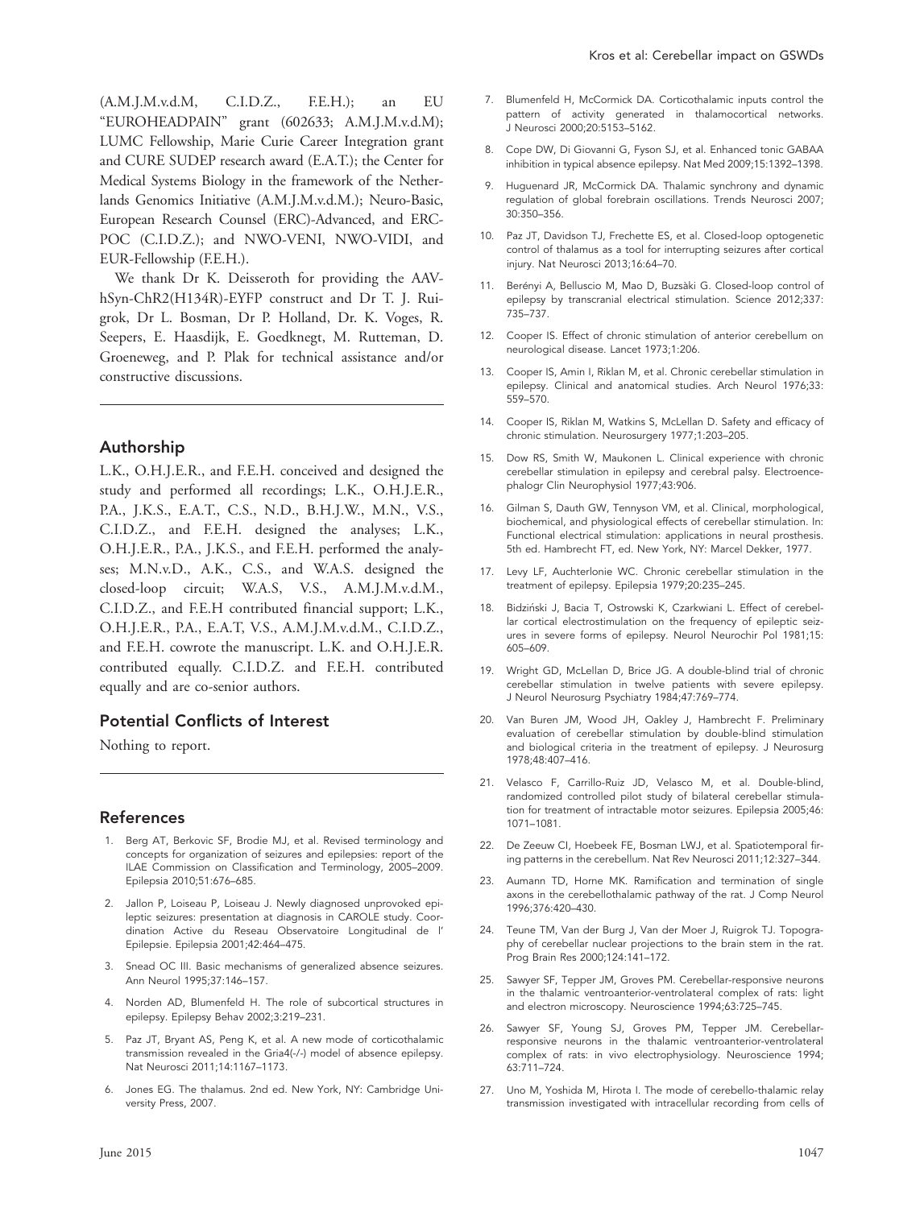(A.M.J.M.v.d.M, C.I.D.Z., F.E.H.); an EU "EUROHEADPAIN" grant (602633; A.M.J.M.v.d.M); LUMC Fellowship, Marie Curie Career Integration grant and CURE SUDEP research award (E.A.T.); the Center for Medical Systems Biology in the framework of the Netherlands Genomics Initiative (A.M.J.M.v.d.M.); Neuro-Basic, European Research Counsel (ERC)-Advanced, and ERC-POC (C.I.D.Z.); and NWO-VENI, NWO-VIDI, and EUR-Fellowship (F.E.H.).

We thank Dr K. Deisseroth for providing the AAV-hSyn-ChR2(H134R)-EYFP construct and Dr T. J. Ruigrok, Dr L. Bosman, Dr P. Holland, Dr. K. Voges, R. Seepers, E. Haasdijk, E. Goedknegt, M. Rutteman, D. Groeneweg, and P. Plak for technical assistance and/or constructive discussions.

## Authorship

L.K., O.H.J.E.R., and F.E.H. conceived and designed the study and performed all recordings; L.K., O.H.J.E.R., P.A., J.K.S., E.A.T., C.S., N.D., B.H.J.W., M.N., V.S., C.I.D.Z., and F.E.H. designed the analyses; L.K., O.H.J.E.R., P.A., J.K.S., and F.E.H. performed the analyses; M.N.v.D., A.K., C.S., and W.A.S. designed the closed-loop circuit; W.A.S, V.S., A.M.J.M.v.d.M., C.I.D.Z., and F.E.H contributed financial support; L.K., O.H.J.E.R., P.A., E.A.T, V.S., A.M.J.M.v.d.M., C.I.D.Z., and F.E.H. cowrote the manuscript. L.K. and O.H.J.E.R. contributed equally. C.I.D.Z. and F.E.H. contributed equally and are co-senior authors.

## Potential Conflicts of Interest

Nothing to report.

## References

1. Berg AT, Berkovic SF, Brodie MJ, et al. Revised terminology and concepts for organization of seizures and epilepsies: report of the ILAE Commission on Classification and Terminology, 2005–2009. Epilepsia 2010;51:676–685.
2. Jallon P, Loiseau P, Loiseau J. Newly diagnosed unprovoked epileptic seizures: presentation at diagnosis in CAROLE study. Coordination Active du Reseau Observatoire Longitudinal de l' Epilepsie. Epilepsia 2001;42:464–475.
3. Snead OC III. Basic mechanisms of generalized absence seizures. Ann Neurol 1995;37:146–157.
4. Norden AD, Blumenfeld H. The role of subcortical structures in epilepsy. Epilepsy Behav 2002;3:219–231.
5. Paz JT, Bryant AS, Peng K, et al. A new mode of corticothalamic transmission revealed in the Gria4(-/-) model of absence epilepsy. Nat Neurosci 2011;14:1167–1173.
6. Jones EG. The thalamus. 2nd ed. New York, NY: Cambridge University Press, 2007.
7. Blumenfeld H, McCormick DA. Corticothalamic inputs control the pattern of activity generated in thalamocortical networks. J Neurosci 2000;20:5153–5162.
8. Cope DW, Di Giovanni G, Fyson SJ, et al. Enhanced tonic GABAA inhibition in typical absence epilepsy. Nat Med 2009;15:1392–1398.
9. Huguenard JR, McCormick DA. Thalamic synchrony and dynamic regulation of global forebrain oscillations. Trends Neurosci 2007;30:350–356.
10. Paz JT, Davidson TJ, Frechette ES, et al. Closed-loop optogenetic control of thalamus as a tool for interrupting seizures after cortical injury. Nat Neurosci 2013;16:64–70.
11. Berényi A, Belluscio M, Mao D, Buzsàki G. Closed-loop control of epilepsy by transcranial electrical stimulation. Science 2012;337:735–737.
12. Cooper IS. Effect of chronic stimulation of anterior cerebellum on neurological disease. Lancet 1973;1:206.
13. Cooper IS, Amin I, Riklan M, et al. Chronic cerebellar stimulation in epilepsy. Clinical and anatomical studies. Arch Neurol 1976;33:559–570.
14. Cooper IS, Riklan M, Watkins S, McLellan D. Safety and efficacy of chronic stimulation. Neurosurgery 1977;1:203–205.
15. Dow RS, Smith W, Maukonen L. Clinical experience with chronic cerebellar stimulation in epilepsy and cerebral palsy. Electroencephalogr Clin Neurophysiol 1977;43:906.
16. Gilman S, Dauth GW, Tennyson VM, et al. Clinical, morphological, biochemical, and physiological effects of cerebellar stimulation. In: Functional electrical stimulation: applications in neural prosthesis. 5th ed. Hambrecht FT, ed. New York, NY: Marcel Dekker, 1977.
17. Levy LF, Auchterlonie WC. Chronic cerebellar stimulation in the treatment of epilepsy. Epilepsia 1979;20:235–245.
18. Bidziński J, Bacia T, Ostrowski K, Czarkwiani L. Effect of cerebellar cortical electrostimulation on the frequency of epileptic seizures in severe forms of epilepsy. Neurol Neurochir Pol 1981;15:605–609.
19. Wright GD, McLellan D, Brice JG. A double-blind trial of chronic cerebellar stimulation in twelve patients with severe epilepsy. J Neurol Neurosurg Psychiatry 1984;47:769–774.
20. Van Buren JM, Wood JH, Oakley J, Hambrecht F. Preliminary evaluation of cerebellar stimulation by double-blind stimulation and biological criteria in the treatment of epilepsy. J Neurosurg 1978;48:407–416.
21. Velasco F, Carrillo-Ruiz JD, Velasco M, et al. Double-blind, randomized controlled pilot study of bilateral cerebellar stimulation for treatment of intractable motor seizures. Epilepsia 2005;46:1071–1081.
22. De Zeeuw CI, Hoebeek FE, Bosman LWJ, et al. Spatiotemporal firing patterns in the cerebellum. Nat Rev Neurosci 2011;12:327–344.
23. Aumann TD, Horne MK. Ramification and termination of single axons in the cerebellothalamic pathway of the rat. J Comp Neurol 1996;376:420–430.
24. Teune TM, Van der Burg J, Van der Moer J, Ruigrok TJ. Topography of cerebellar nuclear projections to the brain stem in the rat. Prog Brain Res 2000;124:141–172.
25. Sawyer SF, Tepper JM, Groves PM. Cerebellar-responsive neurons in the thalamic ventroanterior-ventrolateral complex of rats: light and electron microscopy. Neuroscience 1994;63:725–745.
26. Sawyer SF, Young SJ, Groves PM, Tepper JM. Cerebellar-responsive neurons in the thalamic ventroanterior-ventrolateral complex of rats: in vivo electrophysiology. Neuroscience 1994;63:711–724.
27. Uno M, Yoshida M, Hirota I. The mode of cerebello-thalamic relay transmission investigated with intracellular recording from cells of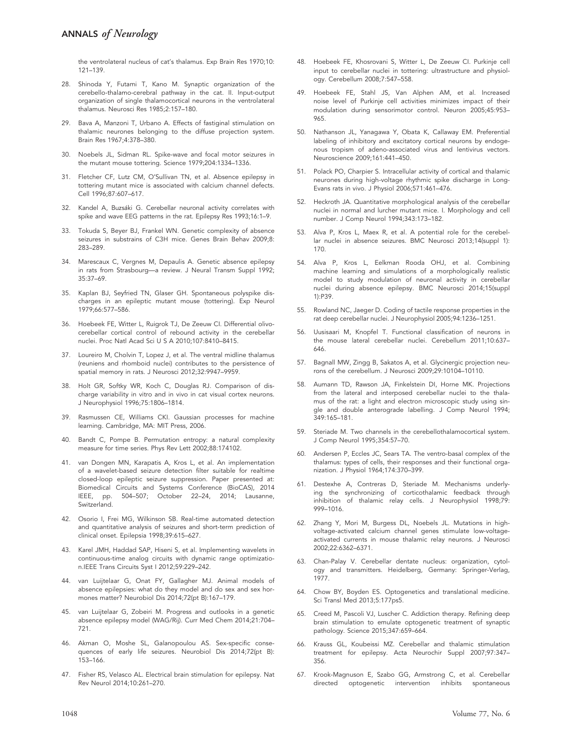the ventrolateral nucleus of cat's thalamus. Exp Brain Res 1970;10: 121–139.

28. Shinoda Y, Futami T, Kano M. Synaptic organization of the cerebello-thalamo-cerebral pathway in the cat. II. Input-output organization of single thalamocortical neurons in the ventrolateral thalamus. Neurosci Res 1985;2:157–180.
29. Bava A, Manzoni T, Urbano A. Effects of fastiginal stimulation on thalamic neurones belonging to the diffuse projection system. Brain Res 1967;4:378–380.
30. Noebels JL, Sidman RL. Spike-wave and focal motor seizures in the mutant mouse tottering. Science 1979;204:1334–1336.
31. Fletcher CF, Lutz CM, O'Sullivan TN, et al. Absence epilepsy in tottering mutant mice is associated with calcium channel defects. Cell 1996;87:607–617.
32. Kandel A, Buzsáki G. Cerebellar neuronal activity correlates with spike and wave EEG patterns in the rat. Epilepsy Res 1993;16:1–9.
33. Tokuda S, Beyer BJ, Frankel WN. Genetic complexity of absence seizures in substrains of C3H mice. Genes Brain Behav 2009;8: 283–289.
34. Marescaux C, Vergnes M, Depaulis A. Genetic absence epilepsy in rats from Strasbourg—a review. J Neural Transm Suppl 1992; 35:37–69.
35. Kaplan BJ, Seyfried TN, Glaser GH. Spontaneous polyspike discharges in an epileptic mutant mouse (tottering). Exp Neurol 1979;66:577–586.
36. Hoebeek FE, Witter L, Ruigrok TJ, De Zeeuw CI. Differential olivo-cerebellar cortical control of rebound activity in the cerebellar nuclei. Proc Natl Acad Sci U S A 2010;107:8410–8415.
37. Loureiro M, Cholvin T, Lopez J, et al. The ventral midline thalamus (reuniens and rhomboid nuclei) contributes to the persistence of spatial memory in rats. J Neurosci 2012;32:9947–9959.
38. Holt GR, Softky WR, Koch C, Douglas RJ. Comparison of discharge variability in vitro and in vivo in cat visual cortex neurons. J Neurophysiol 1996;75:1806–1814.
39. Rasmussen CE, Williams CKI. Gaussian processes for machine learning. Cambridge, MA: MIT Press, 2006.
40. Bandt C, Pompe B. Permutation entropy: a natural complexity measure for time series. Phys Rev Lett 2002;88:174102.
41. van Dongen MN, Karapatis A, Kros L, et al. An implementation of a wavelet-based seizure detection filter suitable for realtime closed-loop epileptic seizure suppression. Paper presented at: Biomedical Circuits and Systems Conference (BioCAS), 2014 IEEE, pp. 504–507; October 22–24, 2014; Lausanne, Switzerland.
42. Osorio I, Frei MG, Wilkinson SB. Real-time automated detection and quantitative analysis of seizures and short-term prediction of clinical onset. Epilepsia 1998;39:615–627.
43. Karel JMH, Haddad SAP, Hiseni S, et al. Implementing wavelets in continuous-time analog circuits with dynamic range optimization.IEEE Trans Circuits Syst I 2012;59:229–242.
44. van Luijtelaar G, Onat FY, Gallagher MJ. Animal models of absence epilepsies: what do they model and do sex and sex hormones matter? Neurobiol Dis 2014;72(pt B):167–179.
45. van Luijtelaar G, Zobeiri M. Progress and outlooks in a genetic absence epilepsy model (WAG/Rij). Curr Med Chem 2014;21:704–721.
46. Akman O, Moshe SL, Galanopoulou AS. Sex-specific consequences of early life seizures. Neurobiol Dis 2014;72(pt B): 153–166.
47. Fisher RS, Velasco AL. Electrical brain stimulation for epilepsy. Nat Rev Neurol 2014;10:261–270.
48. Hoebeek FE, Khosrovani S, Witter L, De Zeeuw CI. Purkinje cell input to cerebellar nuclei in tottering: ultrastructure and physiology. Cerebellum 2008;7:547–558.
49. Hoebeek FE, Stahl JS, Van Alphen AM, et al. Increased noise level of Purkinje cell activities minimizes impact of their modulation during sensorimotor control. Neuron 2005;45:953–965.
50. Nathanson JL, Yanagawa Y, Obata K, Callaway EM. Preferential labeling of inhibitory and excitatory cortical neurons by endogenous tropism of adeno-associated virus and lentivirus vectors. Neuroscience 2009;161:441–450.
51. Polack PO, Charpier S. Intracellular activity of cortical and thalamic neurones during high-voltage rhythmic spike discharge in Long-Evans rats in vivo. J Physiol 2006;571:461–476.
52. Heckroth JA. Quantitative morphological analysis of the cerebellar nuclei in normal and lurcher mutant mice. I. Morphology and cell number. J Comp Neurol 1994;343:173–182.
53. Alva P, Kros L, Maex R, et al. A potential role for the cerebellar nuclei in absence seizures. BMC Neurosci 2013;14(suppl 1): 170.
54. Alva P, Kros L, Eelkman Rooda OHJ, et al. Combining machine learning and simulations of a morphologically realistic model to study modulation of neuronal activity in cerebellar nuclei during absence epilepsy. BMC Neurosci 2014;15(suppl 1):P39.
55. Rowland NC, Jaeger D. Coding of tactile response properties in the rat deep cerebellar nuclei. J Neurophysiol 2005;94:1236–1251.
56. Uusisaari M, Knopfel T. Functional classification of neurons in the mouse lateral cerebellar nuclei. Cerebellum 2011;10:637–646.
57. Bagnall MW, Zingg B, Sakatos A, et al. Glycinergic projection neurons of the cerebellum. J Neurosci 2009;29:10104–10110.
58. Aumann TD, Rawson JA, Finkelstein DI, Horne MK. Projections from the lateral and interposed cerebellar nuclei to the thalamus of the rat: a light and electron microscopic study using single and double anterograde labelling. J Comp Neurol 1994; 349:165–181.
59. Steriade M. Two channels in the cerebellothalamocortical system. J Comp Neurol 1995;354:57–70.
60. Andersen P, Eccles JC, Sears TA. The ventro-basal complex of the thalamus: types of cells, their responses and their functional organization. J Physiol 1964;174:370–399.
61. Destexhe A, Contreras D, Steriade M. Mechanisms underlying the synchronizing of corticothalamic feedback through inhibition of thalamic relay cells. J Neurophysiol 1998;79: 999–1016.
62. Zhang Y, Mori M, Burgess DL, Noebels JL. Mutations in high-voltage-activated calcium channel genes stimulate low-voltage-activated currents in mouse thalamic relay neurons. J Neurosci 2002;22:6362–6371.
63. Chan-Palay V. Cerebellar dentate nucleus: organization, cytology and transmitters. Heidelberg, Germany: Springer-Verlag, 1977.
64. Chow BY, Boyden ES. Optogenetics and translational medicine. Sci Transl Med 2013;5:177ps5.
65. Creed M, Pascoli VJ, Luscher C. Addiction therapy. Refining deep brain stimulation to emulate optogenetic treatment of synaptic pathology. Science 2015;347:659–664.
66. Krauss GL, Koubeissi MZ. Cerebellar and thalamic stimulation treatment for epilepsy. Acta Neurochir Suppl 2007;97:347–356.
67. Krook-Magnuson E, Szabo GG, Armstrong C, et al. Cerebellar directed optogenetic intervention inhibits spontaneous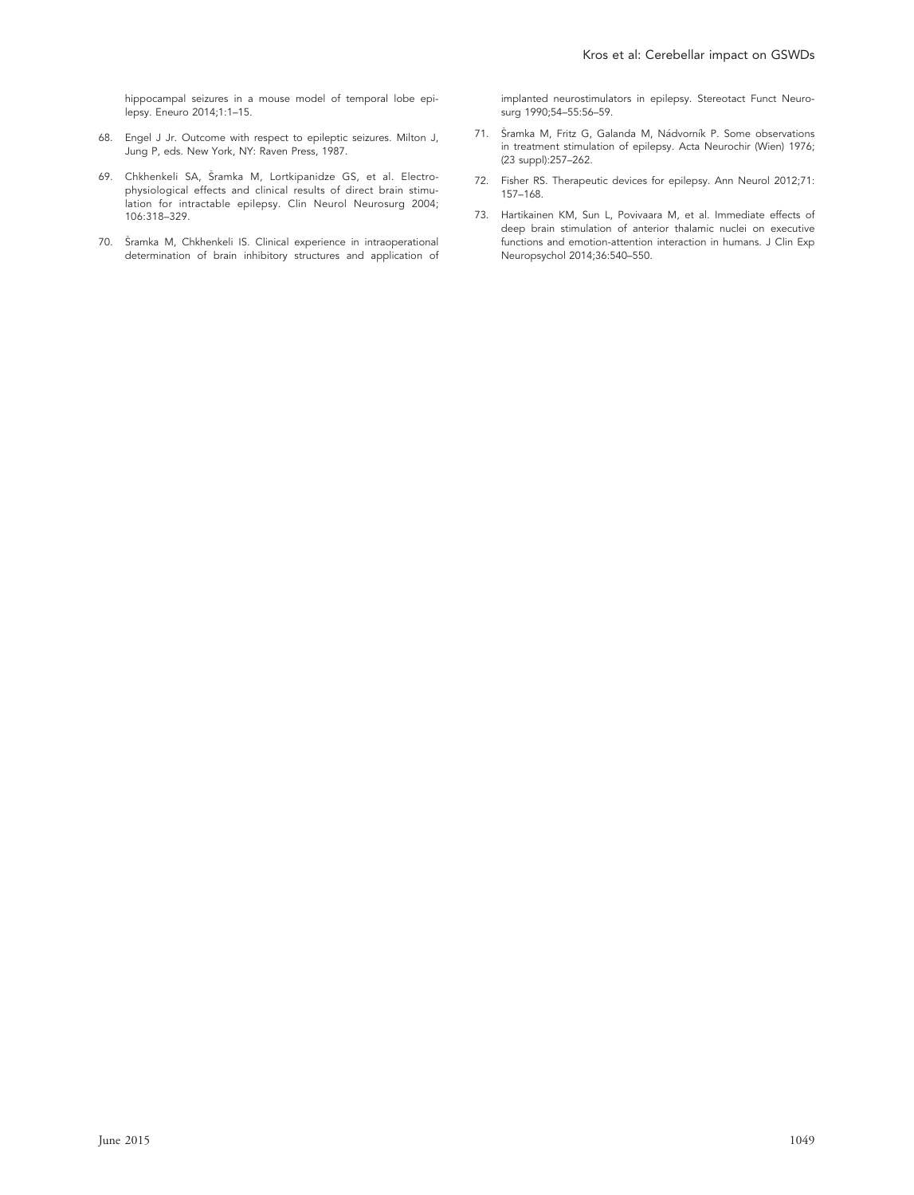hippocampal seizures in a mouse model of temporal lobe epilepsy. Eneuro 2014;1:1–15.

68. Engel J Jr. Outcome with respect to epileptic seizures. Milton J, Jung P, eds. New York, NY: Raven Press, 1987.

69. Chkhenkeli SA, Šramka M, Lortkipanidze GS, et al. Electrophysiological effects and clinical results of direct brain stimulation for intractable epilepsy. Clin Neurol Neurosurg 2004; 106:318–329.

70. Šramka M, Chkhenkeli IS. Clinical experience in intraoperational determination of brain inhibitory structures and application of implanted neurostimulators in epilepsy. Stereotact Funct Neurosurg 1990;54–55:56–59.

71. Šramka M, Fritz G, Galanda M, Nádvorník P. Some observations in treatment stimulation of epilepsy. Acta Neurochir (Wien) 1976; (23 suppl):257–262.

72. Fisher RS. Therapeutic devices for epilepsy. Ann Neurol 2012;71: 157–168.

73. Hartikainen KM, Sun L, Povivaara M, et al. Immediate effects of deep brain stimulation of anterior thalamic nuclei on executive functions and emotion-attention interaction in humans. J Clin Exp Neuropsychol 2014;36:540–550.